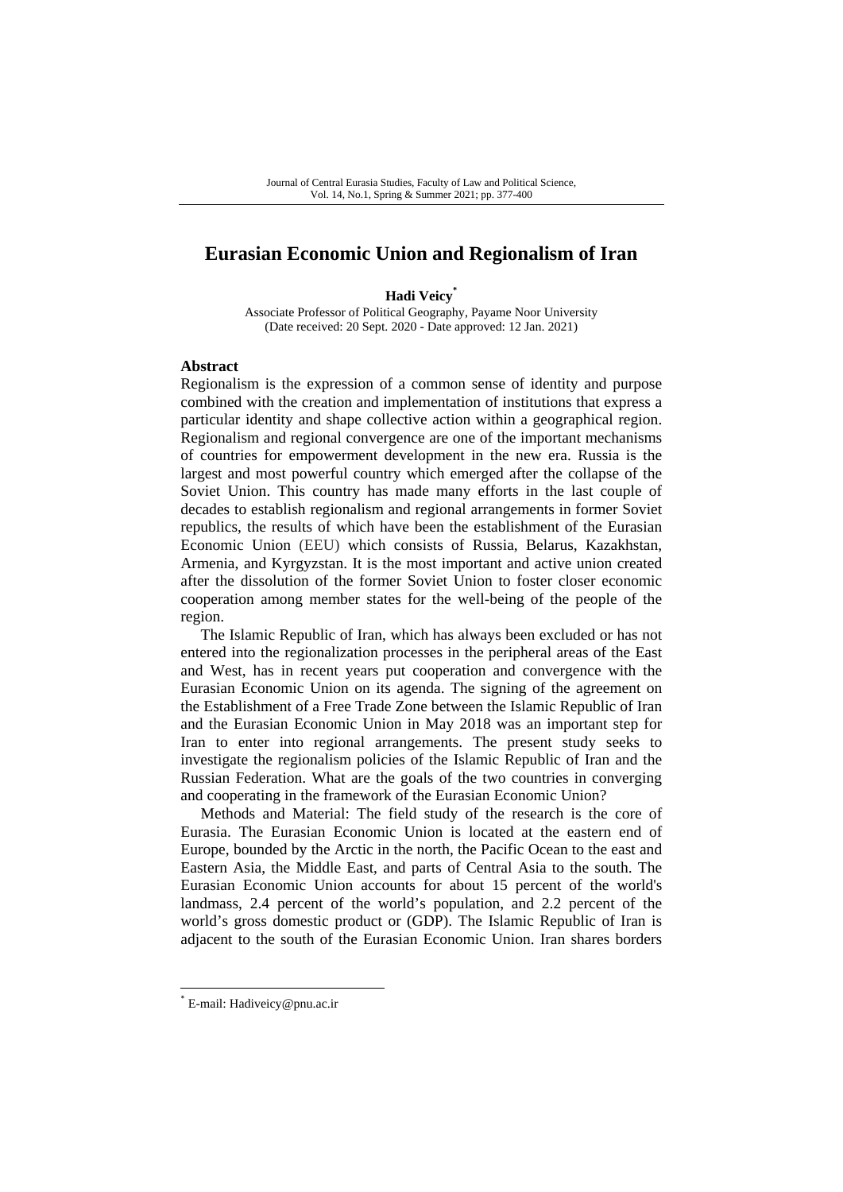# Eurasian Economic Union and Regionalism of Iran

**Hadi Veicy***

Associate Professor of Political Geography, Payame Noor University
(Date received: 20 Sept. 2020 - Date approved: 12 Jan. 2021)

## Abstract

Regionalism is the expression of a common sense of identity and purpose combined with the creation and implementation of institutions that express a particular identity and shape collective action within a geographical region. Regionalism and regional convergence are one of the important mechanisms of countries for empowerment development in the new era. Russia is the largest and most powerful country which emerged after the collapse of the Soviet Union. This country has made many efforts in the last couple of decades to establish regionalism and regional arrangements in former Soviet republics, the results of which have been the establishment of the Eurasian Economic Union (EEU) which consists of Russia, Belarus, Kazakhstan, Armenia, and Kyrgyzstan. It is the most important and active union created after the dissolution of the former Soviet Union to foster closer economic cooperation among member states for the well-being of the people of the region.

The Islamic Republic of Iran, which has always been excluded or has not entered into the regionalization processes in the peripheral areas of the East and West, has in recent years put cooperation and convergence with the Eurasian Economic Union on its agenda. The signing of the agreement on the Establishment of a Free Trade Zone between the Islamic Republic of Iran and the Eurasian Economic Union in May 2018 was an important step for Iran to enter into regional arrangements. The present study seeks to investigate the regionalism policies of the Islamic Republic of Iran and the Russian Federation. What are the goals of the two countries in converging and cooperating in the framework of the Eurasian Economic Union?

Methods and Material: The field study of the research is the core of Eurasia. The Eurasian Economic Union is located at the eastern end of Europe, bounded by the Arctic in the north, the Pacific Ocean to the east and Eastern Asia, the Middle East, and parts of Central Asia to the south. The Eurasian Economic Union accounts for about 15 percent of the world's landmass, 2.4 percent of the world's population, and 2.2 percent of the world's gross domestic product or (GDP). The Islamic Republic of Iran is adjacent to the south of the Eurasian Economic Union. Iran shares borders

* E-mail: Hadiveicy@pnu.ac.ir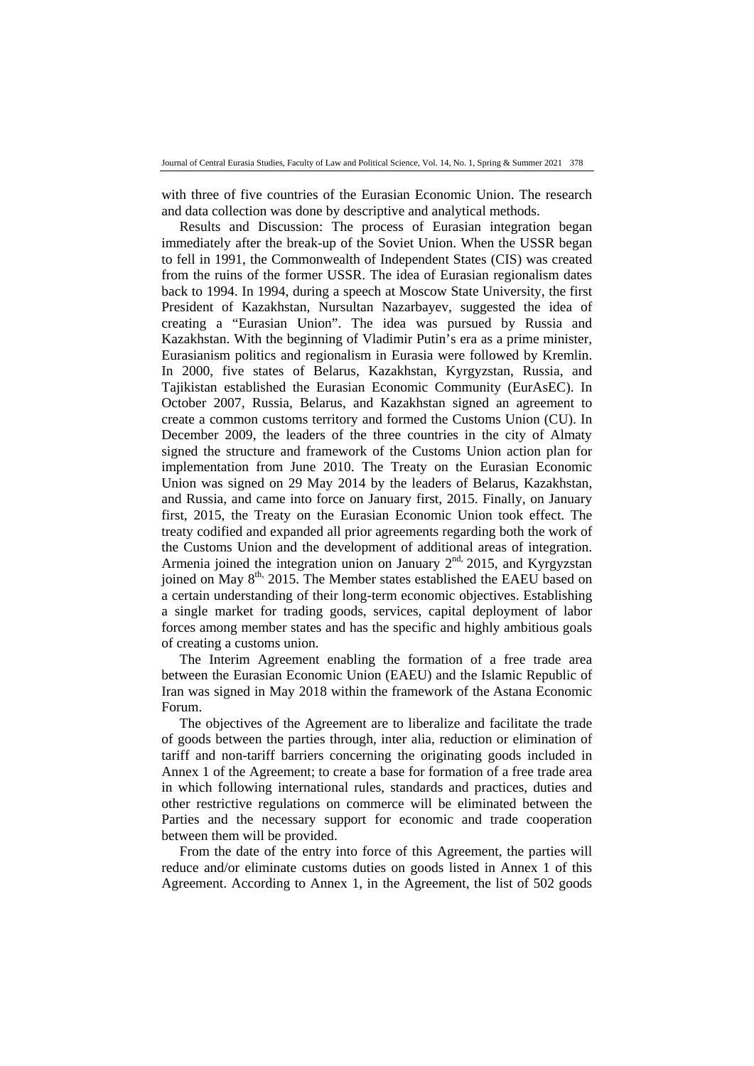with three of five countries of the Eurasian Economic Union. The research and data collection was done by descriptive and analytical methods.

Results and Discussion: The process of Eurasian integration began immediately after the break-up of the Soviet Union. When the USSR began to fell in 1991, the Commonwealth of Independent States (CIS) was created from the ruins of the former USSR. The idea of Eurasian regionalism dates back to 1994. In 1994, during a speech at Moscow State University, the first President of Kazakhstan, Nursultan Nazarbayev, suggested the idea of creating a "Eurasian Union". The idea was pursued by Russia and Kazakhstan. With the beginning of Vladimir Putin's era as a prime minister, Eurasianism politics and regionalism in Eurasia were followed by Kremlin. In 2000, five states of Belarus, Kazakhstan, Kyrgyzstan, Russia, and Tajikistan established the Eurasian Economic Community (EurAsEC). In October 2007, Russia, Belarus, and Kazakhstan signed an agreement to create a common customs territory and formed the Customs Union (CU). In December 2009, the leaders of the three countries in the city of Almaty signed the structure and framework of the Customs Union action plan for implementation from June 2010. The Treaty on the Eurasian Economic Union was signed on 29 May 2014 by the leaders of Belarus, Kazakhstan, and Russia, and came into force on January first, 2015. Finally, on January first, 2015, the Treaty on the Eurasian Economic Union took effect. The treaty codified and expanded all prior agreements regarding both the work of the Customs Union and the development of additional areas of integration. Armenia joined the integration union on January 2nd, 2015, and Kyrgyzstan joined on May 8th, 2015. The Member states established the EAEU based on a certain understanding of their long-term economic objectives. Establishing a single market for trading goods, services, capital deployment of labor forces among member states and has the specific and highly ambitious goals of creating a customs union.

The Interim Agreement enabling the formation of a free trade area between the Eurasian Economic Union (EAEU) and the Islamic Republic of Iran was signed in May 2018 within the framework of the Astana Economic Forum.

The objectives of the Agreement are to liberalize and facilitate the trade of goods between the parties through, inter alia, reduction or elimination of tariff and non-tariff barriers concerning the originating goods included in Annex 1 of the Agreement; to create a base for formation of a free trade area in which following international rules, standards and practices, duties and other restrictive regulations on commerce will be eliminated between the Parties and the necessary support for economic and trade cooperation between them will be provided.

From the date of the entry into force of this Agreement, the parties will reduce and/or eliminate customs duties on goods listed in Annex 1 of this Agreement. According to Annex 1, in the Agreement, the list of 502 goods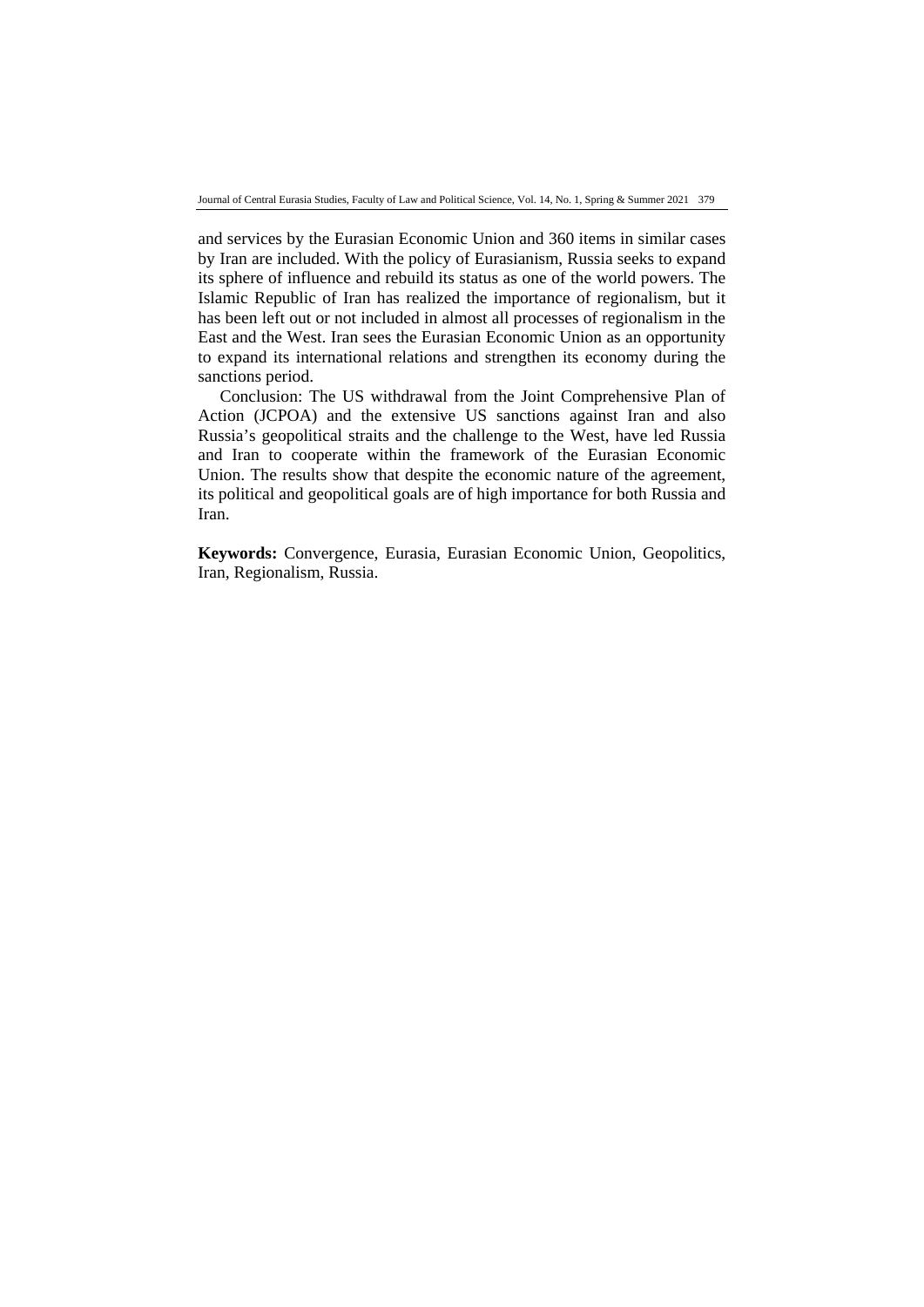and services by the Eurasian Economic Union and 360 items in similar cases by Iran are included. With the policy of Eurasianism, Russia seeks to expand its sphere of influence and rebuild its status as one of the world powers. The Islamic Republic of Iran has realized the importance of regionalism, but it has been left out or not included in almost all processes of regionalism in the East and the West. Iran sees the Eurasian Economic Union as an opportunity to expand its international relations and strengthen its economy during the sanctions period.

Conclusion: The US withdrawal from the Joint Comprehensive Plan of Action (JCPOA) and the extensive US sanctions against Iran and also Russia's geopolitical straits and the challenge to the West, have led Russia and Iran to cooperate within the framework of the Eurasian Economic Union. The results show that despite the economic nature of the agreement, its political and geopolitical goals are of high importance for both Russia and Iran.

**Keywords:** Convergence, Eurasia, Eurasian Economic Union, Geopolitics, Iran, Regionalism, Russia.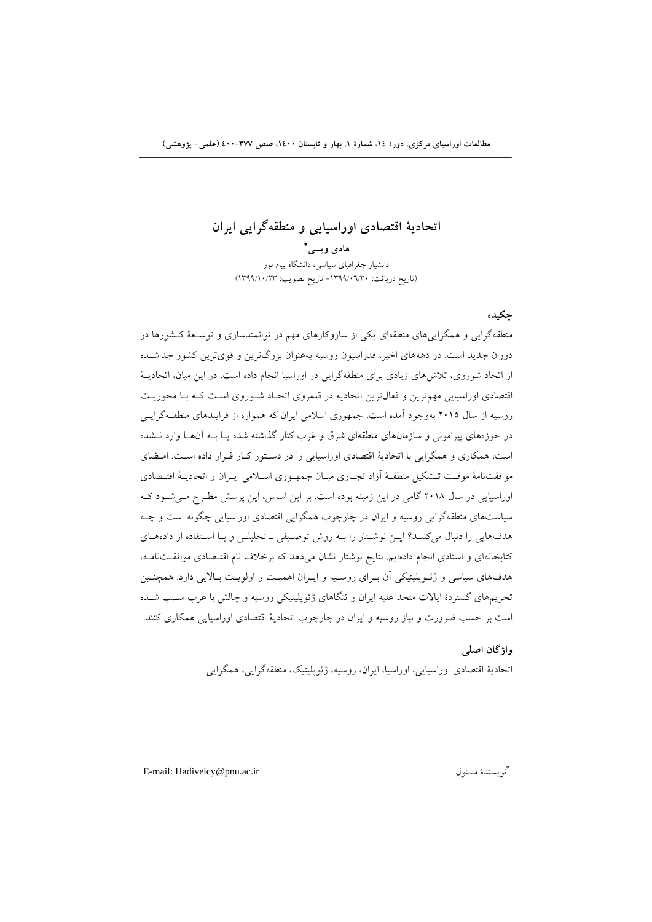# اتحادیهٔ اقتصادی اوراسیایی و منطقه‌گرایی ایران

**هادی ویسی\***

دانشیار جغرافیای سیاسی، دانشگاه پیام نور

(تاریخ دریافت: ۱۳۹۹/۰۶/۳۰- تاریخ تصویب: ۱۳۹۹/۱۰/۲۳)

## چکیده

منطقه‌گرایی و همگرایی‌های منطقه‌ای یکی از سازوکارهای مهم در توانمندسازی و توسعهٔ کشورها در دوران جدید است. در دهه‌های اخیر، فدراسیون روسیه به‌عنوان بزرگ‌ترین و قوی‌ترین کشور جداشده از اتحاد شوروی، تلاش‌های زیادی برای منطقه‌گرایی در اوراسیا انجام داده است. در این میان، اتحادیهٔ اقتصادی اوراسیایی مهم‌ترین و فعال‌ترین اتحادیه در قلمروی اتحاد شوروی است که با محوریت روسیه از سال ۲۰۱۵ به‌وجود آمده است. جمهوری اسلامی ایران که همواره از فرایندهای منطقه‌گرایی در حوزه‌های پیرامونی و سازمان‌های منطقه‌ای شرق و غرب کنار گذاشته شده یا به آن‌ها وارد نشده است، همکاری و همگرایی با اتحادیهٔ اقتصادی اوراسیایی را در دستور کار قرار داده است. امضای موافقت‌نامهٔ موقت تشکیل منطقهٔ آزاد تجاری میان جمهوری اسلامی ایران و اتحادیهٔ اقتصادی اوراسیایی در سال ۲۰۱۸ گامی در این زمینه بوده است. بر این اساس، این پرسش مطرح می‌شود که سیاست‌های منطقه‌گرایی روسیه و ایران در چارچوب همگرایی اقتصادی اوراسیایی چگونه است و چه هدف‌هایی را دنبال می‌کنند؟ این نوشتار را به روش توصیفی ـ تحلیلی و با استفاده از داده‌های کتابخانه‌ای و اسنادی انجام داده‌ایم. نتایج نوشتار نشان می‌دهد که برخلاف نام اقتصادی موافقت‌نامه، هدف‌های سیاسی و ژئوپلیتیکی آن برای روسیه و ایران اهمیت و اولویت بالایی دارد. همچنین تحریم‌های گستردهٔ ایالات متحد علیه ایران و تنگاهای ژئوپلیتیکی روسیه و چالش با غرب سبب شده است بر حسب ضرورت و نیاز روسیه و ایران در چارچوب اتحادیهٔ اقتصادی اوراسیایی همکاری کنند.

## واژگان اصلی

اتحادیهٔ اقتصادی اوراسیایی، اوراسیا، ایران، روسیه، ژئوپلیتیک، منطقه‌گرایی، همگرایی.

---

\*نویسندهٔ مسئول

E-mail: Hadiveicy@pnu.ac.ir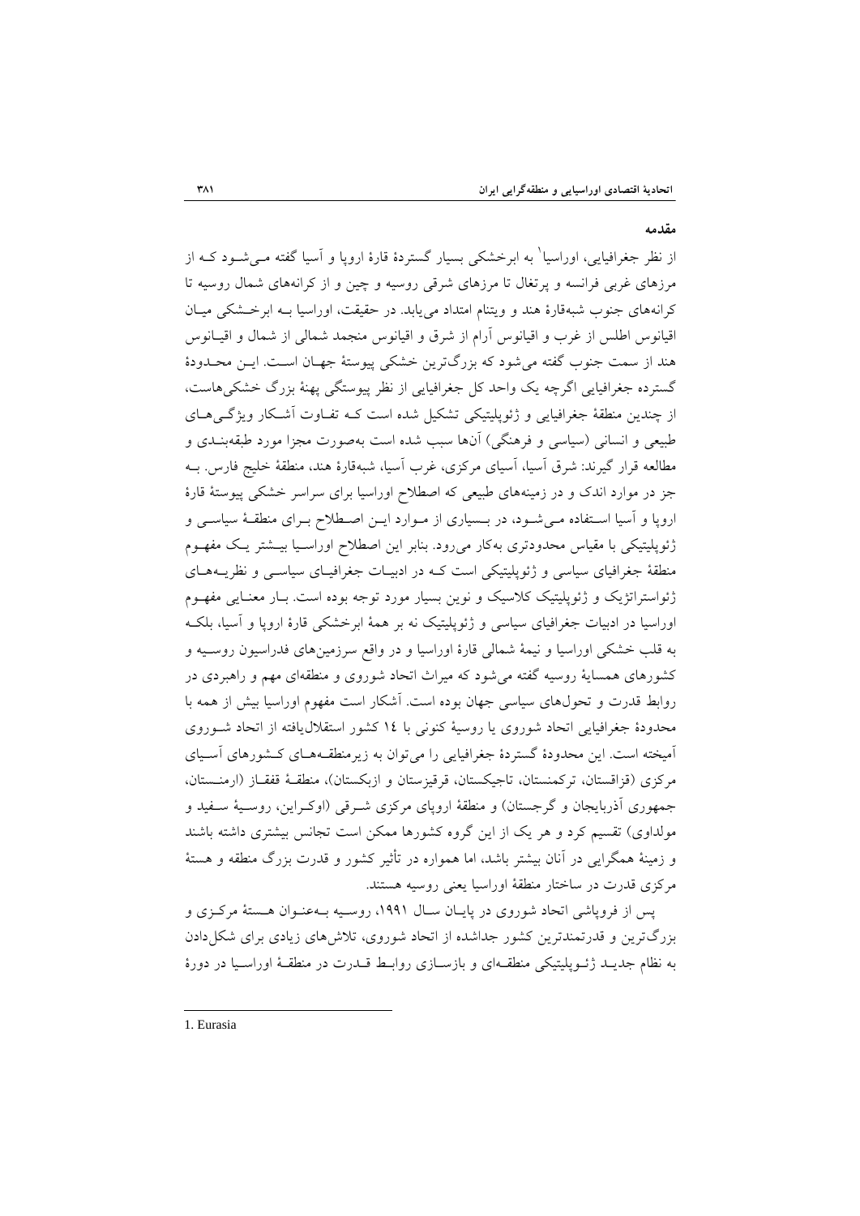**مقدمه**

از نظر جغرافیایی، اوراسیا[1] به ابرخشکی بسیار گستردهٔ قارهٔ اروپا و آسیا گفته می‌شود که از مرزهای غربی فرانسه و پرتغال تا مرزهای شرقی روسیه و چین و از کرانه‌های شمال روسیه تا کرانه‌های جنوب شبه‌قارهٔ هند و ویتنام امتداد می‌یابد. در حقیقت، اوراسیا به ابرخشکی میان اقیانوس اطلس از غرب و اقیانوس آرام از شرق و اقیانوس منجمد شمالی از شمال و اقیانوس هند از سمت جنوب گفته می‌شود که بزرگ‌ترین خشکی پیوستهٔ جهان است. این محدودهٔ گسترده جغرافیایی اگرچه یک واحد کل جغرافیایی از نظر پیوستگی پهنهٔ بزرگ خشکی‌هاست، از چندین منطقهٔ جغرافیایی و ژئوپلیتیکی تشکیل شده است که تفاوت آشکار ویژگی‌های طبیعی و انسانی (سیاسی و فرهنگی) آن‌ها سبب شده است به‌صورت مجزا مورد طبقه‌بندی و مطالعه قرار گیرند: شرق آسیا، آسیای مرکزی، غرب آسیا، شبه‌قارهٔ هند، منطقهٔ خلیج فارس. به جز در موارد اندک و در زمینه‌های طبیعی که اصطلاح اوراسیا برای سراسر خشکی پیوستهٔ قارهٔ اروپا و آسیا استفاده می‌شود، در بسیاری از موارد این اصطلاح برای منطقهٔ سیاسی و ژئوپلیتیکی با مقیاس محدودتری به‌کار می‌رود. بنابر این اصطلاح اوراسیا بیشتر یک مفهوم منطقهٔ جغرافیای سیاسی و ژئوپلیتیکی است که در ادبیات جغرافیای سیاسی و نظریه‌های ژئواستراتژیک و ژئوپلیتیک کلاسیک و نوین بسیار مورد توجه بوده است. بار معنایی مفهوم اوراسیا در ادبیات جغرافیای سیاسی و ژئوپلیتیک نه بر همهٔ ابرخشکی قارهٔ اروپا و آسیا، بلکه به قلب خشکی اوراسیا و نیمهٔ شمالی قارهٔ اوراسیا و در واقع سرزمین‌های فدراسیون روسیه و کشورهای همسایهٔ روسیه گفته می‌شود که میراث اتحاد شوروی و منطقه‌ای مهم و راهبردی در روابط قدرت و تحول‌های سیاسی جهان بوده است. آشکار است مفهوم اوراسیا بیش از همه با محدودهٔ جغرافیایی اتحاد شوروی یا روسیهٔ کنونی با ۱۴ کشور استقلال‌یافته از اتحاد شوروی آمیخته است. این محدودهٔ گستردهٔ جغرافیایی را می‌توان به زیرمنطقه‌های کشورهای آسیای مرکزی (قزاقستان، ترکمنستان، تاجیکستان، قرقیزستان و ازبکستان)، منطقهٔ قفقاز (ارمنستان، جمهوری آذربایجان و گرجستان) و منطقهٔ اروپای مرکزی شرقی (اوکراین، روسیهٔ سفید و مولداوی) تقسیم کرد و هر یک از این گروه کشورها ممکن است تجانس بیشتری داشته باشند و زمینهٔ همگرایی در آنان بیشتر باشد، اما همواره در تأثیر کشور و قدرت بزرگ منطقه و هستهٔ مرکزی قدرت در ساختار منطقهٔ اوراسیا یعنی روسیه هستند.

پس از فروپاشی اتحاد شوروی در پایان سال ۱۹۹۱، روسیه به‌عنوان هستهٔ مرکزی و بزرگ‌ترین و قدرتمندترین کشور جداشده از اتحاد شوروی، تلاش‌های زیادی برای شکل‌دادن به نظام جدید ژئوپلیتیکی منطقه‌ای و بازسازی روابط قدرت در منطقهٔ اوراسیا در دورهٔ

---

1. Eurasia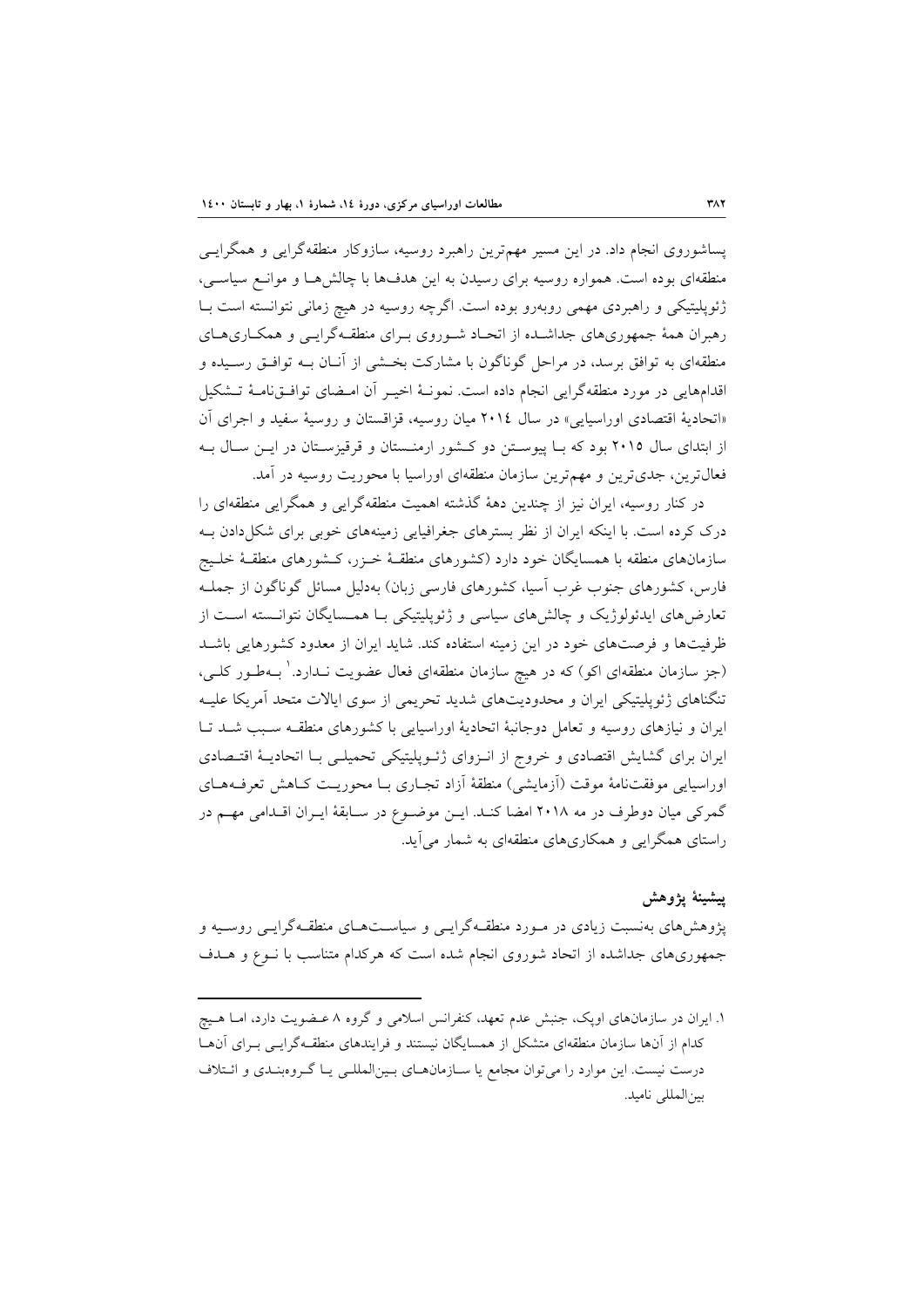پساشوروی انجام داد. در این مسیر مهم‌ترین راهبرد روسیه، سازوکار منطقه‌گرایی و همگرایی منطقه‌ای بوده است. همواره روسیه برای رسیدن به این هدف‌ها با چالش‌ها و موانع سیاسی، ژئوپلیتیکی و راهبردی مهمی روبه‌رو بوده است. اگرچه روسیه در هیچ زمانی نتوانسته است با رهبران همهٔ جمهوری‌های جداشده از اتحاد شوروی برای منطقه‌گرایی و همکاری‌های منطقه‌ای به توافق برسد، در مراحل گوناگون با مشارکت بخشی از آنان به توافق رسیده و اقدام‌هایی در مورد منطقه‌گرایی انجام داده است. نمونهٔ اخیر آن امضای توافق‌نامهٔ تشکیل «اتحادیهٔ اقتصادی اوراسیایی» در سال ۲۰۱۴ میان روسیه، قزاقستان و روسیهٔ سفید و اجرای آن از ابتدای سال ۲۰۱۵ بود که با پیوستن دو کشور ارمنستان و قرقیزستان در این سال به فعال‌ترین، جدی‌ترین و مهم‌ترین سازمان منطقه‌ای اوراسیا با محوریت روسیه در آمد.

در کنار روسیه، ایران نیز از چندین دههٔ گذشته اهمیت منطقه‌گرایی و همگرایی منطقه‌ای را درک کرده است. با اینکه ایران از نظر بسترهای جغرافیایی زمینه‌های خوبی برای شکل‌دادن به سازمان‌های منطقه با همسایگان خود دارد (کشورهای منطقهٔ خزر، کشورهای منطقهٔ خلیج فارس، کشورهای جنوب غرب آسیا، کشورهای فارسی زبان) به‌دلیل مسائل گوناگون از جمله تعارض‌های ایدئولوژیک و چالش‌های سیاسی و ژئوپلیتیکی با همسایگان نتوانسته است از ظرفیت‌ها و فرصت‌های خود در این زمینه استفاده کند. شاید ایران از معدود کشورهایی باشد (جز سازمان منطقه‌ای اکو) که در هیچ سازمان منطقه‌ای فعال عضویت ندارد.[1] به‌طور کلی، تنگناهای ژئوپلیتیکی ایران و محدودیت‌های شدید تحریمی از سوی ایالات متحد آمریکا علیه ایران و نیازهای روسیه و تعامل دوجانبهٔ اتحادیهٔ اوراسیایی با کشورهای منطقه سبب شد تا ایران برای گشایش اقتصادی و خروج از انزوای ژئوپلیتیکی تحمیلی با اتحادیهٔ اقتصادی اوراسیایی موافقت‌نامهٔ موقت (آزمایشی) منطقهٔ آزاد تجاری با محوریت کاهش تعرفه‌های گمرکی میان دوطرف در مه ۲۰۱۸ امضا کند. این موضوع در سابقهٔ ایران اقدامی مهم در راستای همگرایی و همکاری‌های منطقه‌ای به شمار می‌آید.

### پیشینهٔ پژوهش

پژوهش‌های به‌نسبت زیادی در مورد منطقه‌گرایی و سیاست‌های منطقه‌گرایی روسیه و جمهوری‌های جداشده از اتحاد شوروی انجام شده است که هرکدام متناسب با نوع و هدف

---

۱. ایران در سازمان‌های اوپک، جنبش عدم تعهد، کنفرانس اسلامی و گروه ۸ عضویت دارد، اما هیچ کدام از آن‌ها سازمان منطقه‌ای متشکل از همسایگان نیستند و فرایندهای منطقه‌گرایی برای آن‌ها درست نیست. این موارد را می‌توان مجامع یا سازمان‌های بین‌المللی یا گروه‌بندی و ائتلاف بین‌المللی نامید.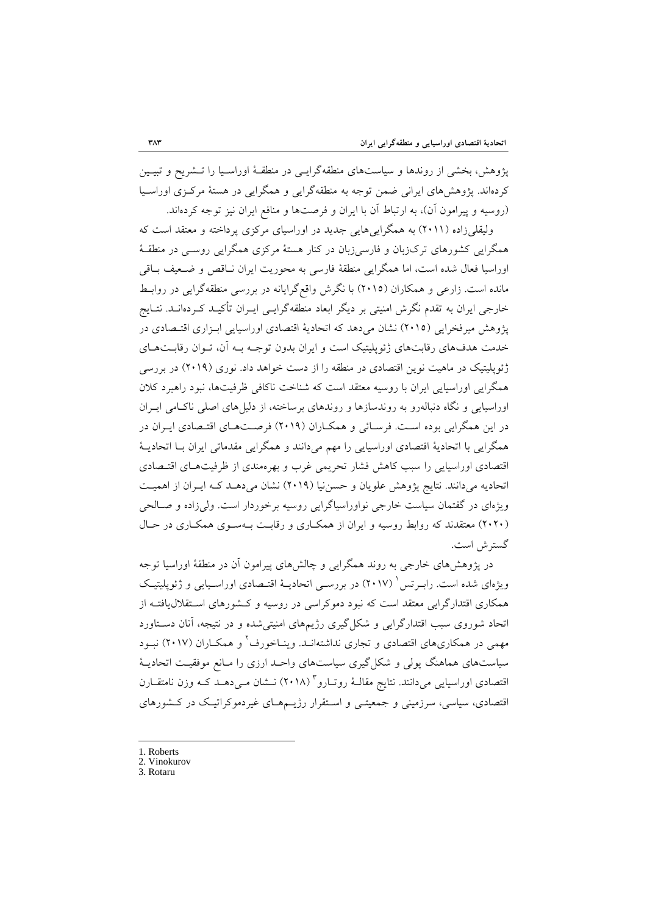پژوهش، بخشی از روندها و سیاست‌های منطقه‌گرایی در منطقهٔ اوراسیا را تشریح و تبیین کرده‌اند. پژوهش‌های ایرانی ضمن توجه به منطقه‌گرایی و همگرایی در هستهٔ مرکزی اوراسیا (روسیه و پیرامون آن)، به ارتباط آن با ایران و فرصت‌ها و منافع ایران نیز توجه کرده‌اند.

ولیقلی‌زاده (۲۰۱۱) به همگرایی‌هایی جدید در اوراسیای مرکزی پرداخته و معتقد است که همگرایی کشورهای ترک‌زبان و فارسی‌زبان در کنار هستهٔ مرکزی همگرایی روسی در منطقهٔ اوراسیا فعال شده است، اما همگرایی منطقهٔ فارسی به محوریت ایران ناقص و ضعیف باقی مانده است. زارعی و همکاران (۲۰۱۵) با نگرش واقع‌گرایانه در بررسی منطقه‌گرایی در روابط خارجی ایران به تقدم نگرش امنیتی بر دیگر ابعاد منطقه‌گرایی ایران تأکید کرده‌اند. نتایج پژوهش میرفخرایی (۲۰۱۵) نشان می‌دهد که اتحادیهٔ اقتصادی اوراسیایی ابزاری اقتصادی در خدمت هدف‌های رقابت‌های ژئوپلیتیک است و ایران بدون توجه به آن، توان رقابت‌های ژئوپلیتیک در ماهیت نوین اقتصادی در منطقه را از دست خواهد داد. نوری (۲۰۱۹) در بررسی همگرایی اوراسیایی ایران با روسیه معتقد است که شناخت ناکافی ظرفیت‌ها، نبود راهبرد کلان اوراسیایی و نگاه دنباله‌رو به روندسازها و روندهای برساخته، از دلیل‌های اصلی ناکامی ایران در این همگرایی بوده است. فرسائی و همکاران (۲۰۱۹) فرصت‌های اقتصادی ایران در همگرایی با اتحادیهٔ اقتصادی اوراسیایی را مهم می‌دانند و همگرایی مقدماتی ایران با اتحادیهٔ اقتصادی اوراسیایی را سبب کاهش فشار تحریمی غرب و بهره‌مندی از ظرفیت‌های اقتصادی اتحادیه می‌دانند. نتایج پژوهش علویان و حسن‌نیا (۲۰۱۹) نشان می‌دهد که ایران از اهمیت ویژه‌ای در گفتمان سیاست خارجی نواوراسیاگرایی روسیه برخوردار است. ولی‌زاده و صالحی (۲۰۲۰) معتقدند که روابط روسیه و ایران از همکاری و رقابت به‌سوی همکاری در حال گسترش است.

در پژوهش‌های خارجی به روند همگرایی و چالش‌های پیرامون آن در منطقهٔ اوراسیا توجه ویژه‌ای شده است. رابرتس[1] (۲۰۱۷) در بررسی اتحادیهٔ اقتصادی اوراسیایی و ژئوپلیتیک همکاری اقتدارگرایی معتقد است که نبود دموکراسی در روسیه و کشورهای استقلال‌یافته از اتحاد شوروی سبب اقتدارگرایی و شکل‌گیری رژیم‌های امنیتی‌شده و در نتیجه، آنان دستاورد مهمی در همکاری‌های اقتصادی و تجاری نداشته‌اند. ویناخورف[2] و همکاران (۲۰۱۷) نبود سیاست‌های هماهنگ پولی و شکل‌گیری سیاست‌های واحد ارزی را مانع موفقیت اتحادیهٔ اقتصادی اوراسیایی می‌دانند. نتایج مقالهٔ روتارو[3] (۲۰۱۸) نشان می‌دهد که وزن نامتقارن اقتصادی، سیاسی، سرزمینی و جمعیتی و استقرار رژیم‌های غیردموکراتیک در کشورهای

---

1. Roberts
2. Vinokurov
3. Rotaru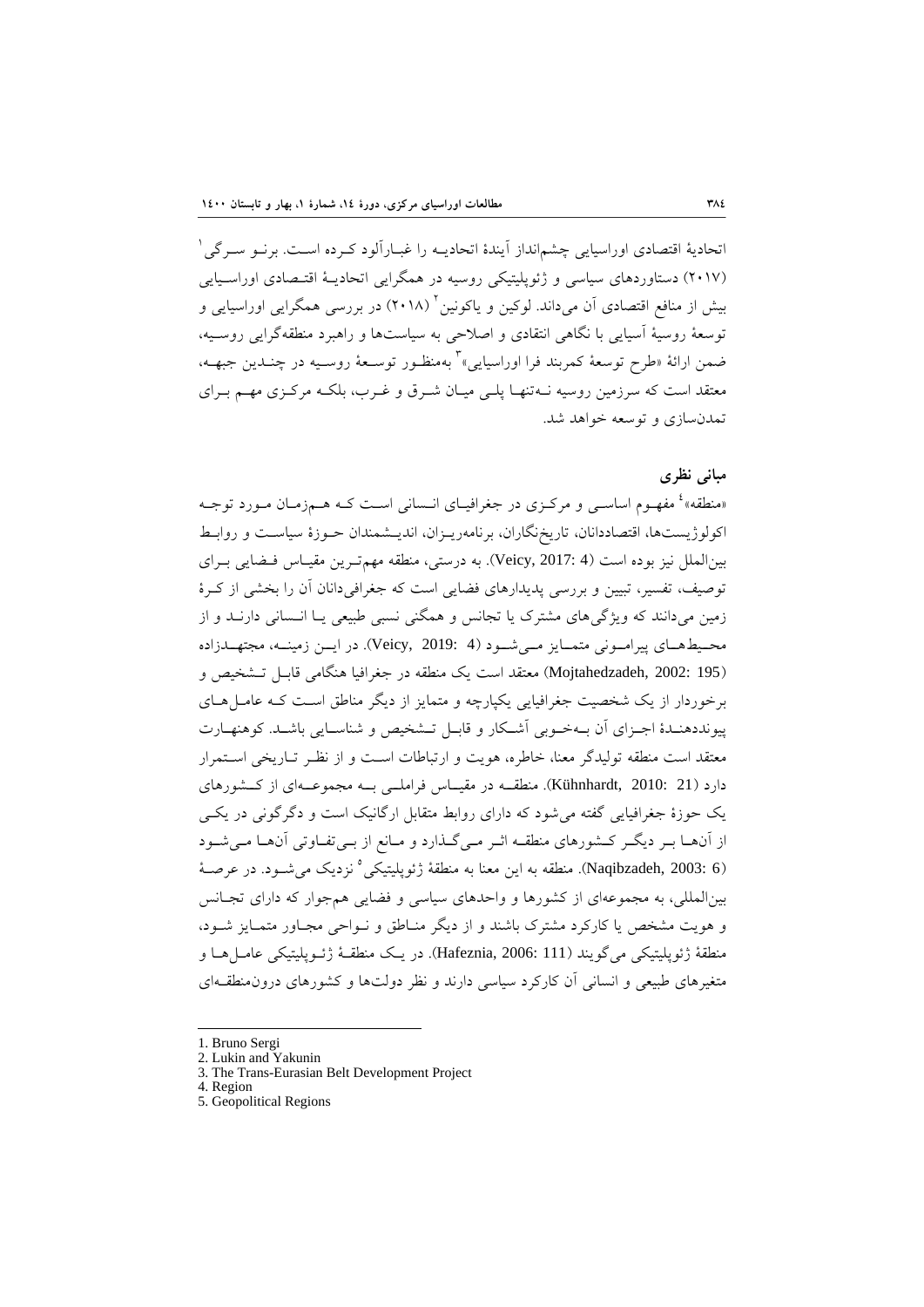اتحادیهٔ اقتصادی اوراسیایی چشم‌انداز آیندهٔ اتحادیه را غبارآلود کرده است. برنو سرگی[1] (۲۰۱۷) دستاوردهای سیاسی و ژئوپلیتیکی روسیه در همگرایی اتحادیهٔ اقتصادی اوراسیایی بیش از منافع اقتصادی آن می‌داند. لوکین و یاکونین[2] (۲۰۱۸) در بررسی همگرایی اوراسیایی و توسعهٔ روسیهٔ آسیایی با نگاهی انتقادی و اصلاحی به سیاست‌ها و راهبرد منطقه‌گرایی روسیه، ضمن ارائهٔ «طرح توسعهٔ کمربند فرا اوراسیایی»[3] به‌منظور توسعهٔ روسیه در چندین جبهه، معتقد است که سرزمین روسیه نه‌تنها پلی میان شرق و غرب، بلکه مرکزی مهم برای تمدن‌سازی و توسعه خواهد شد.

## مبانی نظری

«منطقه»[4] مفهوم اساسی و مرکزی در جغرافیای انسانی است که هم‌زمان مورد توجه اکولوژیست‌ها، اقتصاددانان، تاریخ‌نگاران، برنامه‌ریزان، اندیشمندان حوزهٔ سیاست و روابط بین‌الملل نیز بوده است (Veicy, 2017: 4). به درستی، منطقه مهم‌ترین مقیاس فضایی برای توصیف، تفسیر، تبیین و بررسی پدیدارهای فضایی است که جغرافی‌دانان آن را بخشی از کرهٔ زمین می‌دانند که ویژگی‌های مشترک یا تجانس و همگنی نسبی طبیعی یا انسانی دارند و از محیط‌های پیرامونی متمایز می‌شود (Veicy, 2019: 4). در این زمینه، مجتهدزاده (Mojtahedzadeh, 2002: 195) معتقد است یک منطقه در جغرافیا هنگامی قابل تشخیص و برخوردار از یک شخصیت جغرافیایی یکپارچه و متمایز از دیگر مناطق است که عامل‌های پیونددهندهٔ اجزای آن به‌خوبی آشکار و قابل تشخیص و شناسایی باشد. کوهنهارت معتقد است منطقه تولیدگر معنا، خاطره، هویت و ارتباطات است و از نظر تاریخی استمرار دارد (Kühnhardt, 2010: 21). منطقه در مقیاس فراملی به مجموعه‌ای از کشورهای یک حوزهٔ جغرافیایی گفته می‌شود که دارای روابط متقابل ارگانیک است و دگرگونی در یکی از آن‌ها بر دیگر کشورهای منطقه اثر می‌گذارد و مانع از بی‌تفاوتی آن‌ها می‌شود (Naqibzadeh, 2003: 6). منطقه به این معنا به منطقهٔ ژئوپلیتیکی[5] نزدیک می‌شود. در عرصهٔ بین‌المللی، به مجموعه‌ای از کشورها و واحدهای سیاسی و فضایی همجوار که دارای تجانس و هویت مشخص یا کارکرد مشترک باشند و از دیگر مناطق و نواحی مجاور متمایز شود، منطقهٔ ژئوپلیتیکی می‌گویند (Hafeznia, 2006: 111). در یک منطقهٔ ژئوپلیتیکی عامل‌ها و متغیرهای طبیعی و انسانی آن کارکرد سیاسی دارند و نظر دولت‌ها و کشورهای درون‌منطقه‌ای

---

1. Bruno Sergi
2. Lukin and Yakunin
3. The Trans-Eurasian Belt Development Project
4. Region
5. Geopolitical Regions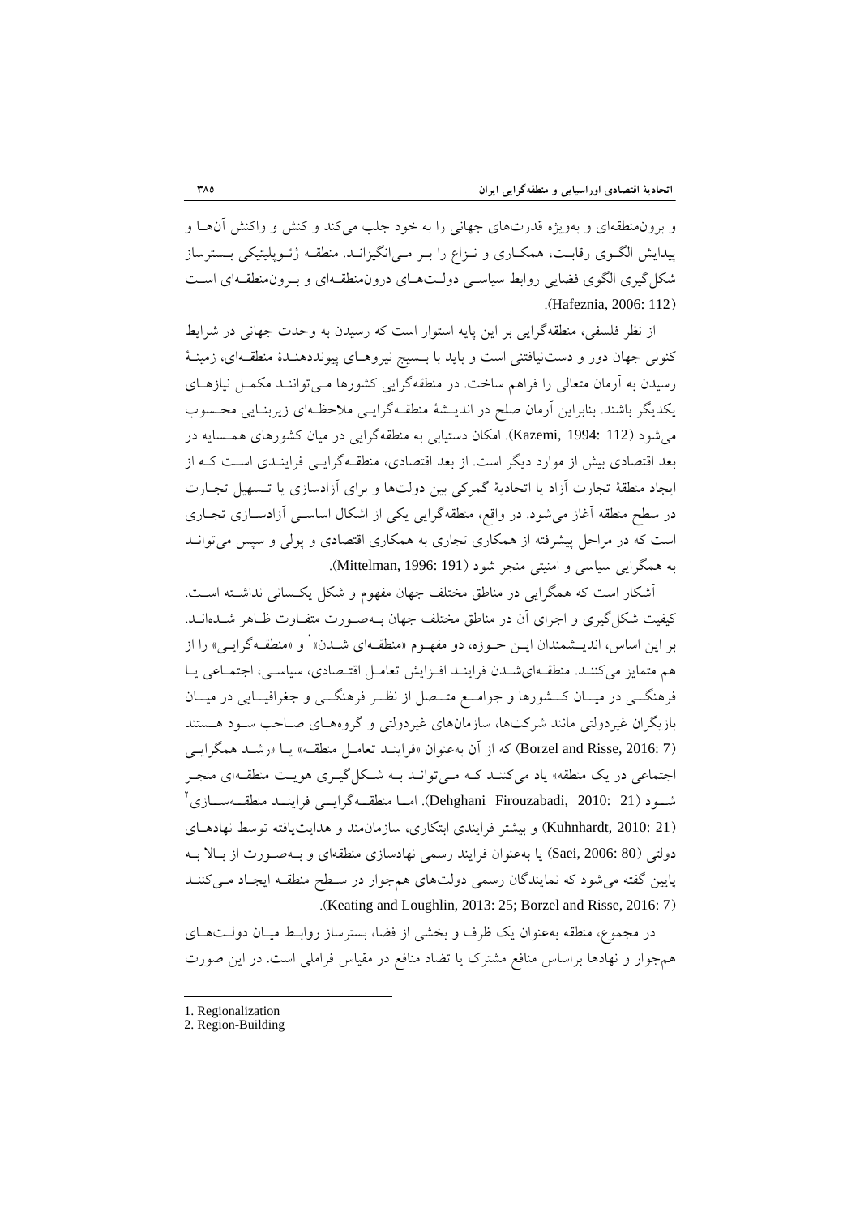و برون‌منطقه‌ای و به‌ویژه قدرت‌های جهانی را به خود جلب می‌کند و کنش و واکنش آن‌ها و پیدایش الگوی رقابت، همکاری و نزاع را بر می‌انگیزاند. منطقه ژئوپلیتیکی بسترساز شکل‌گیری الگوی فضایی روابط سیاسی دولت‌های درون‌منطقه‌ای و برون‌منطقه‌ای است (Hafeznia, 2006: 112).

از نظر فلسفی، منطقه‌گرایی بر این پایه استوار است که رسیدن به وحدت جهانی در شرایط کنونی جهان دور و دست‌نیافتنی است و باید با بسیج نیروهای پیونددهندهٔ منطقه‌ای، زمینهٔ رسیدن به آرمان متعالی را فراهم ساخت. در منطقه‌گرایی کشورها می‌توانند مکمل نیازهای یکدیگر باشند. بنابراین آرمان صلح در اندیشهٔ منطقه‌گرایی ملاحظه‌ای زیربنایی محسوب می‌شود (Kazemi, 1994: 112). امکان دستیابی به منطقه‌گرایی در میان کشورهای همسایه در بعد اقتصادی بیش از موارد دیگر است. از بعد اقتصادی، منطقه‌گرایی فرایندی است که از ایجاد منطقهٔ تجارت آزاد یا اتحادیهٔ گمرکی بین دولت‌ها و برای آزادسازی یا تسهیل تجارت در سطح منطقه آغاز می‌شود. در واقع، منطقه‌گرایی یکی از اشکال اساسی آزادسازی تجاری است که در مراحل پیشرفته از همکاری تجاری به همکاری اقتصادی و پولی و سپس می‌تواند به همگرایی سیاسی و امنیتی منجر شود (Mittelman, 1996: 191).

آشکار است که همگرایی در مناطق مختلف جهان مفهوم و شکل یکسانی نداشته است. کیفیت شکل‌گیری و اجرای آن در مناطق مختلف جهان به‌صورت متفاوت ظاهر شده‌اند. بر این اساس، اندیشمندان این حوزه، دو مفهوم «منطقه‌ای شدن»[1] و «منطقه‌گرایی» را از هم متمایز می‌کنند. منطقه‌ای‌شدن فرایند افزایش تعامل اقتصادی، سیاسی، اجتماعی یا فرهنگی در میان کشورها و جوامع متصل از نظر فرهنگی و جغرافیایی در میان بازیگران غیردولتی مانند شرکت‌ها، سازمان‌های غیردولتی و گروه‌های صاحب سود هستند (Borzel and Risse, 2016: 7) که از آن به‌عنوان «فرایند تعامل منطقه» یا «رشد همگرایی اجتماعی در یک منطقه» یاد می‌کنند که می‌تواند به شکل‌گیری هویت منطقه‌ای منجر شود (Dehghani Firouzabadi, 2010: 21). اما منطقه‌گرایی فرایند منطقه‌سازی[2] (Kuhnhardt, 2010: 21) و بیشتر فرایندی ابتکاری، سازمان‌مند و هدایت‌یافته توسط نهادهای دولتی (Saei, 2006: 80) یا به‌عنوان فرایند رسمی نهادسازی منطقه‌ای و به‌صورت از بالا به پایین گفته می‌شود که نمایندگان رسمی دولت‌های هم‌جوار در سطح منطقه ایجاد می‌کنند (Keating and Loughlin, 2013: 25; Borzel and Risse, 2016: 7).

در مجموع، منطقه به‌عنوان یک ظرف و بخشی از فضا، بسترساز روابط میان دولت‌های هم‌جوار و نهادها براساس منافع مشترک یا تضاد منافع در مقیاس فراملی است. در این صورت

---

1. Regionalization
2. Region-Building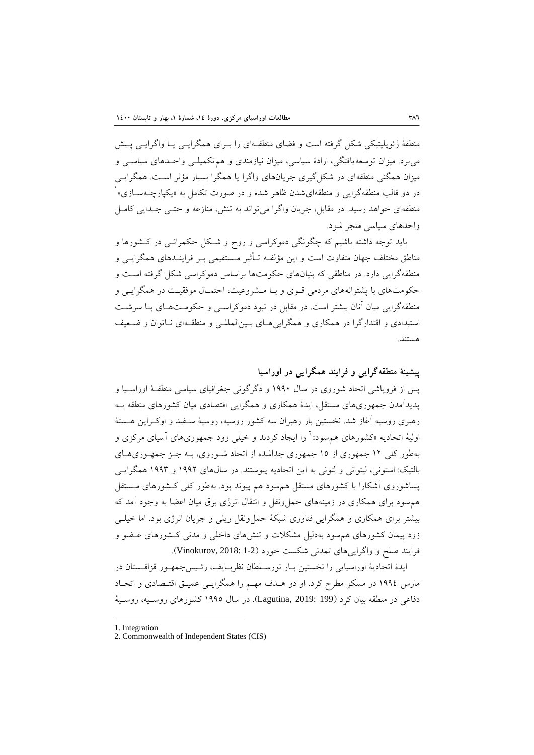منطقهٔ ژئوپلیتیکی شکل گرفته است و فضای منطقه‌ای را بـرای همگرایـی یـا واگرایـی پـیش می‌برد. میزان توسعه‌یافتگی، ارادهٔ سیاسی، میزان نیازمندی و هم‌تکمیلـی واحـدهای سیاسـی و میزان همگنی منطقه‌ای در شکل‌گیری جریان‌های واگرا یا همگرا بسیار مؤثر اسـت. همگرایـی در دو قالب منطقه‌گرایی و منطقه‌ای‌شدن ظاهر شده و در صورت تکامل به «یکپارچـه‌سـازی»[1] منطقه‌ای خواهد رسید. در مقابل، جریان واگرا می‌تواند به تنش، منازعه و حتـی جـدایی کامـل واحدهای سیاسی منجر شود.

باید توجه داشته باشیم که چگونگی دموکراسی و روح و شـکل حکمرانـی در کـشورها و مناطق مختلف جهان متفاوت است و این مؤلفـه تـأثیر مـستقیمی بـر فراینـدهای همگرایـی و منطقه‌گرایی دارد. در مناطقی که بنیان‌های حکومت‌ها براساس دموکراسی شکل گرفته اسـت و حکومت‌های با پشتوانه‌های مردمی قـوی و بـا مـشروعیت، احتمـال موفقیـت در همگرایـی و منطقه‌گرایی میان آنان بیشتر است. در مقابل در نبود دموکراسـی و حکومـت‌هـای بـا سرشـت استبدادی و اقتدارگرا در همکاری و همگرایی‌هـای بـین‌المللـی و منطقـه‌ای نـاتوان و ضـعیف هستند.

## پیشینهٔ منطقه‌گرایی و فرایند همگرایی در اوراسیا

پس از فروپاشی اتحاد شوروی در سال ۱۹۹۰ و دگرگونی جغرافیای سیاسی منطقـهٔ اوراسـیا و پدیدآمدن جمهوری‌های مستقل، ایدهٔ همکاری و همگرایی اقتصادی میان کشورهای منطقه بـه رهبری روسیه آغاز شد. نخستین بار رهبران سه کشور روسیه، روسیهٔ سـفید و اوکـراین هـستهٔ اولیهٔ اتحادیه «کشورهای هم‌سود»[2] را ایجاد کردند و خیلی زود جمهوری‌های آسیای مرکزی و به‌طور کلی ۱۲ جمهوری از ۱۵ جمهوری جداشده از اتحاد شـوروی، بـه جـز جمهـوری‌هـای بالتیک: استونی، لیتوانی و لتونی به این اتحادیه پیوستند. در سال‌های ۱۹۹۲ و ۱۹۹۳ همگرایـی پساشوروی آشکارا با کشورهای مستقل هم‌سود هم پیوند بود. به‌طور کلی کـشورهای مـستقل هم‌سود برای همکاری در زمینه‌های حمل‌ونقل و انتقال انرژی برق میان اعضا به وجود آمد که بیشتر برای همکاری و همگرایی فناوری شبکهٔ حمل‌ونقل ریلی و جریان انرژی بود. اما خیلـی زود پیمان کشورهای هم‌سود به‌دلیل مشکلات و تنش‌های داخلی و مدنی کـشورهای عـضو و فرایند صلح و واگرایی‌های تمدنی شکست خورد (Vinokurov, 2018: 1-2).

ایدهٔ اتحادیهٔ اوراسیایی را نخستین بـار نورسـلطان نظربـایف، رئیس‌جمهـور قزاقـستان در مارس ۱۹۹٤ در مسکو مطرح کرد. او دو هـدف مهـم را همگرایـی عمیـق اقتـصادی و اتحـاد دفاعی در منطقه بیان کرد (Lagutina, 2019: 199). در سال ۱۹۹۵ کشورهای روسـیه، روسـیهٔ

---

1. Integration
2. Commonwealth of Independent States (CIS)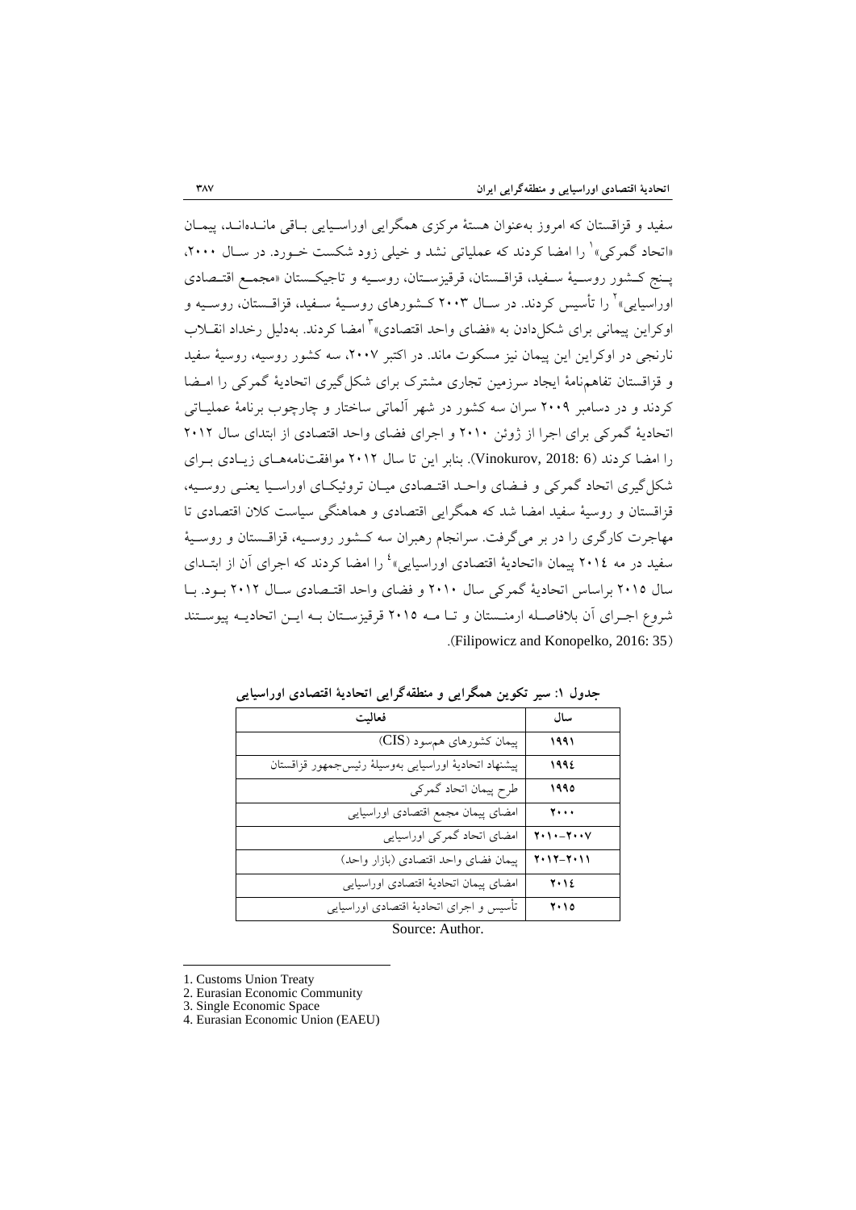سفید و قزاقستان که امروز به‌عنوان هستهٔ مرکزی همگرایی اوراسیایی باقی مانده‌اند، پیمان «اتحاد گمرکی»[1] را امضا کردند که عملیاتی نشد و خیلی زود شکست خورد. در سال ۲۰۰۰، پنج کشور روسیهٔ سفید، قزاقستان، قرقیزستان، روسیه و تاجیکستان «مجمع اقتصادی اوراسیایی»[2] را تأسیس کردند. در سال ۲۰۰۳ کشورهای روسیهٔ سفید، قزاقستان، روسیه و اوکراین پیمانی برای شکل‌دادن به «فضای واحد اقتصادی»[3] امضا کردند. به‌دلیل رخداد انقلاب نارنجی در اوکراین این پیمان نیز مسکوت ماند. در اکتبر ۲۰۰۷، سه کشور روسیه، روسیهٔ سفید و قزاقستان تفاهم‌نامهٔ ایجاد سرزمین تجاری مشترک برای شکل‌گیری اتحادیهٔ گمرکی را امضا کردند و در دسامبر ۲۰۰۹ سران سه کشور در شهر آلماتی ساختار و چارچوب برنامهٔ عملیاتی اتحادیهٔ گمرکی برای اجرا از ژوئن ۲۰۱۰ و اجرای فضای واحد اقتصادی از ابتدای سال ۲۰۱۲ را امضا کردند (Vinokurov, 2018: 6). بنابر این تا سال ۲۰۱۲ موافقت‌نامه‌های زیادی برای شکل‌گیری اتحاد گمرکی و فضای واحد اقتصادی میان تروئیکای اوراسیا یعنی روسیه، قزاقستان و روسیهٔ سفید امضا شد که همگرایی اقتصادی و هماهنگی سیاست کلان اقتصادی تا مهاجرت کارگری را در بر می‌گرفت. سرانجام رهبران سه کشور روسیه، قزاقستان و روسیهٔ سفید در مه ۲۰۱۴ پیمان «اتحادیهٔ اقتصادی اوراسیایی»[4] را امضا کردند که اجرای آن از ابتدای سال ۲۰۱۵ براساس اتحادیهٔ گمرکی سال ۲۰۱۰ و فضای واحد اقتصادی سال ۲۰۱۲ بود. با شروع اجرای آن بلافاصله ارمنستان و تا مه ۲۰۱۵ قرقیزستان به این اتحادیه پیوستند (Filipowicz and Konopelko, 2016: 35).

**جدول ۱: سیر تکوین همگرایی و منطقه‌گرایی اتحادیهٔ اقتصادی اوراسیایی**

| سال | فعالیت |
|---|---|
| ۱۹۹۱ | پیمان کشورهای هم‌سود (CIS) |
| ۱۹۹٤ | پیشنهاد اتحادیهٔ اوراسیایی به‌وسیلهٔ رئیس‌جمهور قزاقستان |
| ۱۹۹۵ | طرح پیمان اتحاد گمرکی |
| ۲۰۰۰ | امضای پیمان مجمع اقتصادی اوراسیایی |
| ۲۰۰۷–۲۰۱۰ | امضای اتحاد گمرکی اوراسیایی |
| ۲۰۱۱–۲۰۱۲ | پیمان فضای واحد اقتصادی (بازار واحد) |
| ۲۰۱٤ | امضای پیمان اتحادیهٔ اقتصادی اوراسیایی |
| ۲۰۱۵ | تأسیس و اجرای اتحادیهٔ اقتصادی اوراسیایی |

Source: Author.

---

1. Customs Union Treaty
2. Eurasian Economic Community
3. Single Economic Space
4. Eurasian Economic Union (EAEU)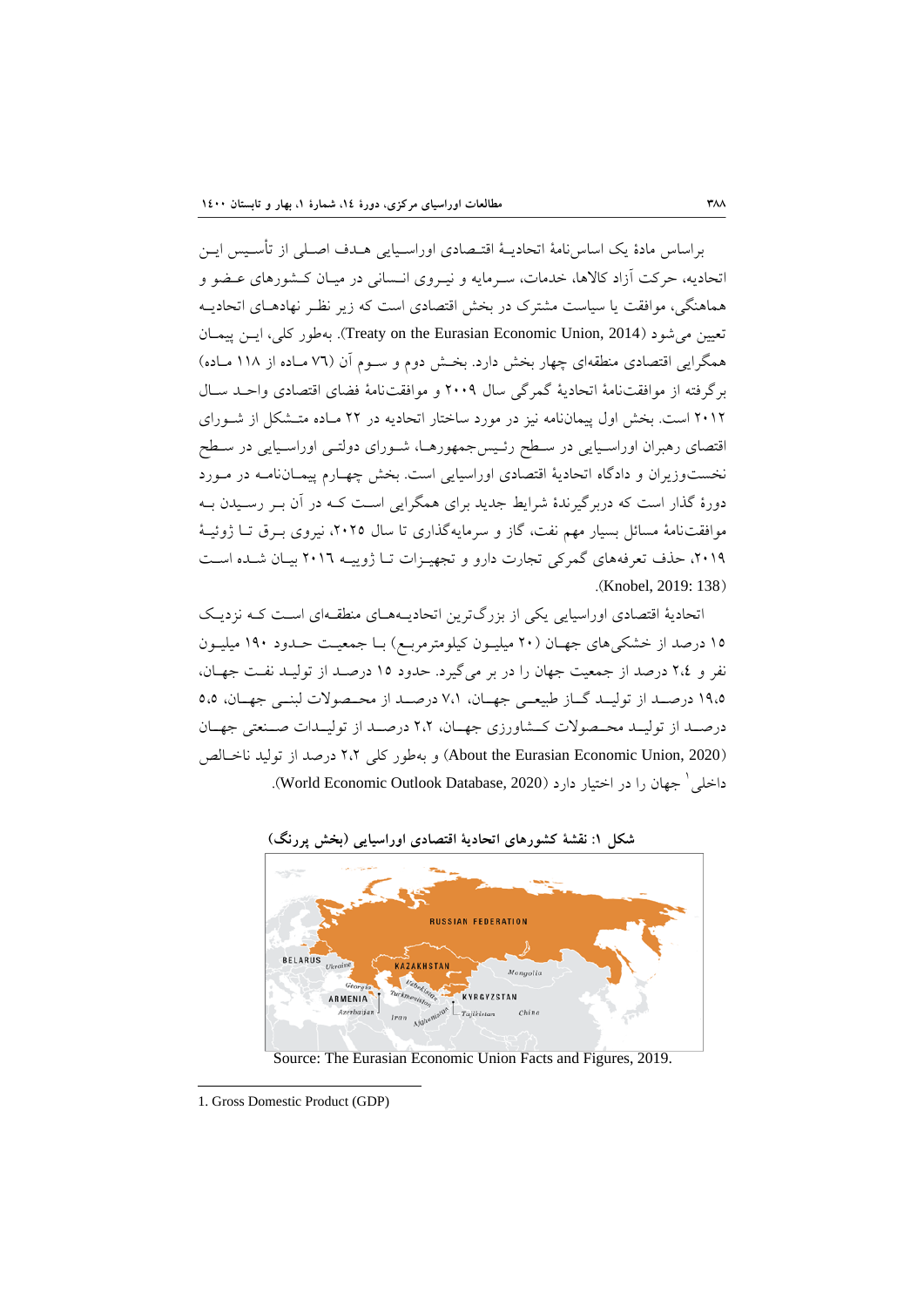براساس مادهٔ یک اساس‌نامهٔ اتحادیهٔ اقتصادی اوراسیایی هدف اصلی از تأسیس این اتحادیه، حرکت آزاد کالاها، خدمات، سرمایه و نیروی انسانی در میان کشورهای عضو و هماهنگی، موافقت یا سیاست مشترک در بخش اقتصادی است که زیر نظر نهادهای اتحادیه تعیین می‌شود (Treaty on the Eurasian Economic Union, 2014). به‌طور کلی، این پیمان همگرایی اقتصادی منطقه‌ای چهار بخش دارد. بخش دوم و سوم آن (۷۶ ماده از ۱۱۸ ماده) برگرفته از موافقت‌نامهٔ اتحادیهٔ گمرکی سال ۲۰۰۹ و موافقت‌نامهٔ فضای اقتصادی واحد سال ۲۰۱۲ است. بخش اول پیمان‌نامه نیز در مورد ساختار اتحادیه در ۲۲ ماده متشکل از شورای اقتصای رهبران اوراسیایی در سطح رئیس‌جمهورها، شورای دولتی اوراسیایی در سطح نخست‌وزیران و دادگاه اتحادیهٔ اقتصادی اوراسیایی است. بخش چهارم پیمان‌نامه در مورد دورهٔ گذار است که دربرگیرندهٔ شرایط جدید برای همگرایی است که در آن بر رسیدن به موافقت‌نامهٔ مسائل بسیار مهم نفت، گاز و سرمایه‌گذاری تا سال ۲۰۲۵، نیروی برق تا ژوئیهٔ ۲۰۱۹، حذف تعرفه‌های گمرکی تجارت دارو و تجهیزات تا ژوییه ۲۰۱۶ بیان شده است (Knobel, 2019: 138).

اتحادیهٔ اقتصادی اوراسیایی یکی از بزرگ‌ترین اتحادیه‌های منطقه‌ای است که نزدیک ۱۵ درصد از خشکی‌های جهان (۲۰ میلیون کیلومترمربع) با جمعیت حدود ۱۹۰ میلیون نفر و ۲،۴ درصد از جمعیت جهان را در بر می‌گیرد. حدود ۱۵ درصد از تولید نفت جهان، ۱۹،۵ درصد از تولید گاز طبیعی جهان، ۷،۱ درصد از محصولات لبنی جهان، ۵،۵ درصد از تولید محصولات کشاورزی جهان، ۲،۲ درصد از تولیدات صنعتی جهان (About the Eurasian Economic Union, 2020) و به‌طور کلی ۲،۲ درصد از تولید ناخالص داخلی[1] جهان را در اختیار دارد (World Economic Outlook Database, 2020).

**شکل ۱: نقشهٔ کشورهای اتحادیهٔ اقتصادی اوراسیایی (بخش پررنگ)**

Source: The Eurasian Economic Union Facts and Figures, 2019.

---

1. Gross Domestic Product (GDP)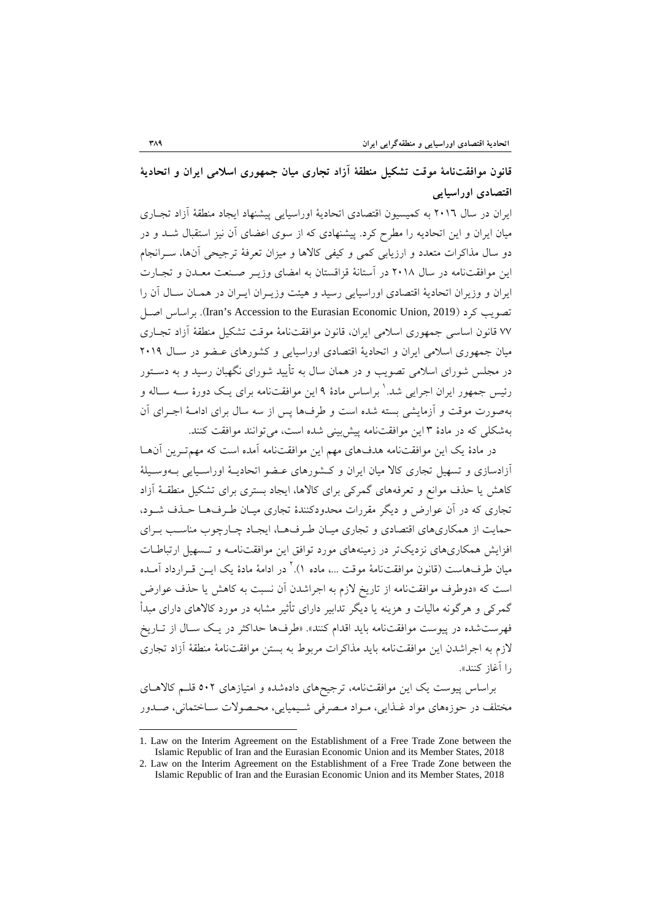## قانون موافقت‌نامهٔ موقت تشکیل منطقهٔ آزاد تجاری میان جمهوری اسلامی ایران و اتحادیهٔ اقتصادی اوراسیایی

ایران در سال ۲۰۱٦ به کمیسیون اقتصادی اتحادیهٔ اوراسیایی پیشنهاد ایجاد منطقهٔ آزاد تجاری میان ایران و این اتحادیه را مطرح کرد. پیشنهادی که از سوی اعضای آن نیز استقبال شد و در دو سال مذاکرات متعدد و ارزیابی کمی و کیفی کالاها و میزان تعرفهٔ ترجیحی آن‌ها، سرانجام این موافقت‌نامه در سال ۲۰۱۸ در آستانهٔ قزاقستان به امضای وزیر صنعت معدن و تجارت ایران و وزیران اتحادیهٔ اقتصادی اوراسیایی رسید و هیئت وزیران ایران در همان سال آن را تصویب کرد (Iran's Accession to the Eurasian Economic Union, 2019). براساس اصل ۷۷ قانون اساسی جمهوری اسلامی ایران، قانون موافقت‌نامهٔ موقت تشکیل منطقهٔ آزاد تجاری میان جمهوری اسلامی ایران و اتحادیهٔ اقتصادی اوراسیایی و کشورهای عضو در سال ۲۰۱۹ در مجلس شورای اسلامی تصویب و در همان سال به تأیید شورای نگهبان رسید و به دستور رئیس جمهور ایران اجرایی شد.[1] براساس مادهٔ ۹ این موافقت‌نامه برای یک دورهٔ سه ساله و به‌صورت موقت و آزمایشی بسته شده است و طرف‌ها پس از سه سال برای ادامهٔ اجرای آن به‌شکلی که در مادهٔ ۳ این موافقت‌نامه پیش‌بینی شده است، می‌توانند موافقت کنند.

در مادهٔ یک این موافقت‌نامه هدف‌های مهم این موافقت‌نامه آمده است که مهم‌ترین آن‌ها آزادسازی و تسهیل تجاری کالا میان ایران و کشورهای عضو اتحادیهٔ اوراسیایی به‌وسیلهٔ کاهش یا حذف موانع و تعرفه‌های گمرکی برای کالاها، ایجاد بستری برای تشکیل منطقهٔ آزاد تجاری که در آن عوارض و دیگر مقررات محدودکنندهٔ تجاری میان طرف‌ها حذف شود، حمایت از همکاری‌های اقتصادی و تجاری میان طرف‌ها، ایجاد چارچوب مناسب برای افزایش همکاری‌های نزدیک‌تر در زمینه‌های مورد توافق این موافقت‌نامه و تسهیل ارتباطات میان طرف‌هاست (قانون موافقت‌نامهٔ موقت ...، ماده ۱).[2] در ادامهٔ مادهٔ یک این قرارداد آمده است که «دوطرف موافقت‌نامه از تاریخ لازم به اجراشدن آن نسبت به کاهش یا حذف عوارض گمرکی و هرگونه مالیات و هزینه یا دیگر تدابیر دارای تأثیر مشابه در مورد کالاهای دارای مبدأ فهرست‌شده در پیوست موافقت‌نامه باید اقدام کنند». «طرف‌ها حداکثر در یک سال از تاریخ لازم به اجراشدن این موافقت‌نامه باید مذاکرات مربوط به بستن موافقت‌نامهٔ منطقهٔ آزاد تجاری را آغاز کنند».

براساس پیوست یک این موافقت‌نامه، ترجیح‌های داده‌شده و امتیازهای ۵۰۲ قلم کالاهای مختلف در حوزه‌های مواد غذایی، مواد مصرفی شیمیایی، محصولات ساختمانی، صدور

---

1. Law on the Interim Agreement on the Establishment of a Free Trade Zone between the Islamic Republic of Iran and the Eurasian Economic Union and its Member States, 2018
2. Law on the Interim Agreement on the Establishment of a Free Trade Zone between the Islamic Republic of Iran and the Eurasian Economic Union and its Member States, 2018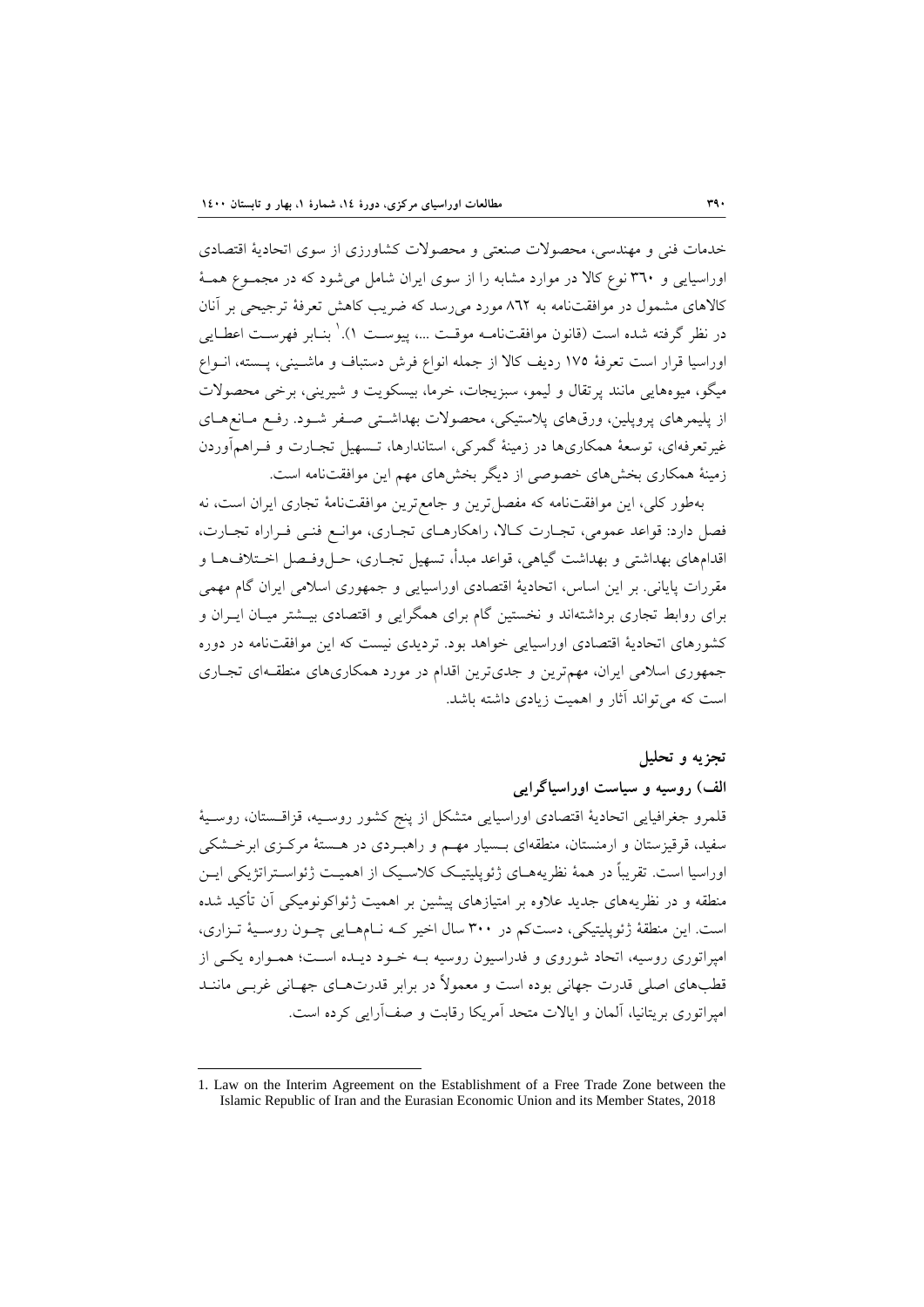خدمات فنی و مهندسی، محصولات صنعتی و محصولات کشاورزی از سوی اتحادیهٔ اقتصادی اوراسیایی و ۳۶۰ نوع کالا در موارد مشابه را از سوی ایران شامل می‌شود که در مجموع همهٔ کالاهای مشمول در موافقت‌نامه به ۸۶۲ مورد می‌رسد که ضریب کاهش تعرفهٔ ترجیحی بر آنان در نظر گرفته شده است (قانون موافقت‌نامه موقت ...، پیوست ۱).[1] بنابر فهرست اعطایی اوراسیا قرار است تعرفهٔ ۱۷۵ ردیف کالا از جمله انواع فرش دستباف و ماشینی، پسته، انواع میگو، میوه‌هایی مانند پرتقال و لیمو، سبزیجات، خرما، بیسکویت و شیرینی، برخی محصولات از پلیمرهای پروپلین، ورق‌های پلاستیکی، محصولات بهداشتی صفر شود. رفع موانع‌های غیرتعرفه‌ای، توسعهٔ همکاری‌ها در زمینهٔ گمرکی، استانداردها، تسهیل تجارت و فراهم‌آوردن زمینهٔ همکاری بخش‌های خصوصی از دیگر بخش‌های مهم این موافقت‌نامه است.

به‌طور کلی، این موافقت‌نامه که مفصل‌ترین و جامع‌ترین موافقت‌نامهٔ تجاری ایران است، نه فصل دارد: قواعد عمومی، تجارت کالا، راهکارهای تجاری، موانع فنی فراراه تجارت، اقدام‌های بهداشتی و بهداشت گیاهی، قواعد مبدأ، تسهیل تجاری، حل‌وفصل اختلاف‌ها و مقررات پایانی. بر این اساس، اتحادیهٔ اقتصادی اوراسیایی و جمهوری اسلامی ایران گام مهمی برای روابط تجاری برداشته‌اند و نخستین گام برای همگرایی و اقتصادی بیشتر میان ایران و کشورهای اتحادیهٔ اقتصادی اوراسیایی خواهد بود. تردیدی نیست که این موافقت‌نامه در دوره جمهوری اسلامی ایران، مهم‌ترین و جدی‌ترین اقدام در مورد همکاری‌های منطقه‌ای تجاری است که می‌تواند آثار و اهمیت زیادی داشته باشد.

## تجزیه و تحلیل

### الف) روسیه و سیاست اوراسیاگرایی

قلمرو جغرافیایی اتحادیهٔ اقتصادی اوراسیایی متشکل از پنج کشور روسیه، قزاقستان، روسیهٔ سفید، قرقیزستان و ارمنستان، منطقه‌ای بسیار مهم و راهبردی در هستهٔ مرکزی ابرخشکی اوراسیا است. تقریباً در همهٔ نظریه‌های ژئوپلیتیک کلاسیک از اهمیت ژئواستراتژیکی این منطقه و در نظریه‌های جدید علاوه بر امتیازهای پیشین بر اهمیت ژئواکونومیکی آن تأکید شده است. این منطقهٔ ژئوپلیتیکی، دست‌کم در ۳۰۰ سال اخیر که نام‌هایی چون روسیهٔ تزاری، امپراتوری روسیه، اتحاد شوروی و فدراسیون روسیه به خود دیده است؛ همواره یکی از قطب‌های اصلی قدرت جهانی بوده است و معمولاً در برابر قدرت‌های جهانی غربی مانند امپراتوری بریتانیا، آلمان و ایالات متحد آمریکا رقابت و صف‌آرایی کرده است.

---

1. Law on the Interim Agreement on the Establishment of a Free Trade Zone between the Islamic Republic of Iran and the Eurasian Economic Union and its Member States, 2018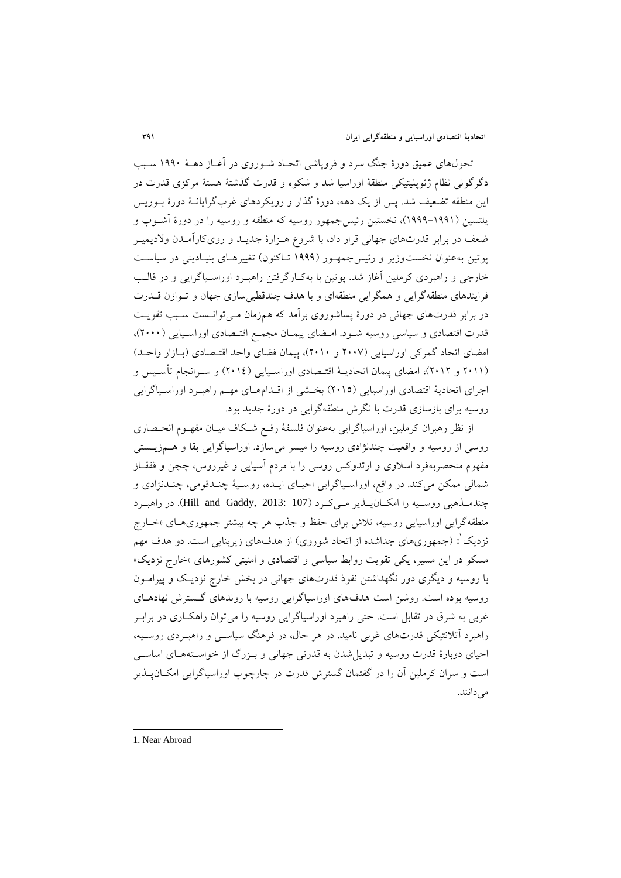تحول‌های عمیق دورهٔ جنگ سرد و فروپاشی اتحاد شوروی در آغاز دههٔ ۱۹۹۰ سبب دگرگونی نظام ژئوپلیتیکی منطقهٔ اوراسیا شد و شکوه و قدرت گذشتهٔ هستهٔ مرکزی قدرت در این منطقه تضعیف شد. پس از یک دهه، دورهٔ گذار و رویکردهای غرب‌گرایانهٔ دورهٔ بوریس یلتسین (۱۹۹۱-۱۹۹۹)، نخستین رئیس‌جمهور روسیه که منطقه و روسیه را در دورهٔ آشوب و ضعف در برابر قدرت‌های جهانی قرار داد، با شروع هزارهٔ جدید و روی‌کارآمدن ولادیمیر پوتین به‌عنوان نخست‌وزیر و رئیس‌جمهور (۱۹۹۹ تاکنون) تغییرهای بنیادینی در سیاست خارجی و راهبردی کرملین آغاز شد. پوتین با به‌کارگرفتن راهبرد اوراسیاگرایی و در قالب فرایندهای منطقه‌گرایی و همگرایی منطقه‌ای و با هدف چندقطبی‌سازی جهان و توازن قدرت در برابر قدرت‌های جهانی در دورهٔ پساشوروی برآمد که هم‌زمان می‌توانست سبب تقویت قدرت اقتصادی و سیاسی روسیه شود. امضای پیمان مجمع اقتصادی اوراسیایی (۲۰۰۰)، امضای اتحاد گمرکی اوراسیایی (۲۰۰۷ و ۲۰۱۰)، پیمان فضای واحد اقتصادی (بازار واحد) (۲۰۱۱ و ۲۰۱۲)، امضای پیمان اتحادیهٔ اقتصادی اوراسیایی (۲۰۱٤) و سرانجام تأسیس و اجرای اتحادیهٔ اقتصادی اوراسیایی (۲۰۱۵) بخشی از اقدام‌های مهم راهبرد اوراسیاگرایی روسیه برای بازسازی قدرت با نگرش منطقه‌گرایی در دورهٔ جدید بود.

از نظر رهبران کرملین، اوراسیاگرایی به‌عنوان فلسفهٔ رفع شکاف میان مفهوم انحصاری روسی از روسیه و واقعیت چندنژادی روسیه را میسر می‌سازد. اوراسیاگرایی بقا و هم‌زیستی مفهوم منحصربه‌فرد اسلاوی و ارتدوکس روسی را با مردم آسیایی و غیرروس، چچن و قفقاز شمالی ممکن می‌کند. در واقع، اوراسیاگرایی احیای ایده، روسیهٔ چندقومی، چندنژادی و چندمذهبی روسیه را امکان‌پذیر می‌کرد (Hill and Gaddy, 2013: 107). در راهبرد منطقه‌گرایی اوراسیایی روسیه، تلاش برای حفظ و جذب هر چه بیشتر جمهوری‌های «خارج نزدیک[1]» (جمهوری‌های جداشده از اتحاد شوروی) از هدف‌های زیربنایی است. دو هدف مهم مسکو در این مسیر، یکی تقویت روابط سیاسی و اقتصادی و امنیتی کشورهای «خارج نزدیک» با روسیه و دیگری دور نگهداشتن نفوذ قدرت‌های جهانی در بخش خارج نزدیک و پیرامون روسیه بوده است. روشن است هدف‌های اوراسیاگرایی روسیه با روندهای گسترش نهادهای غربی به شرق در تقابل است. حتی راهبرد اوراسیاگرایی روسیه را می‌توان راهکاری در برابر راهبرد آتلانتیکی قدرت‌های غربی نامید. در هر حال، در فرهنگ سیاسی و راهبردی روسیه، احیای دوبارهٔ قدرت روسیه و تبدیل‌شدن به قدرتی جهانی و بزرگ از خواسته‌های اساسی است و سران کرملین آن را در گفتمان گسترش قدرت در چارچوب اوراسیاگرایی امکان‌پذیر می‌دانند.

---

1. Near Abroad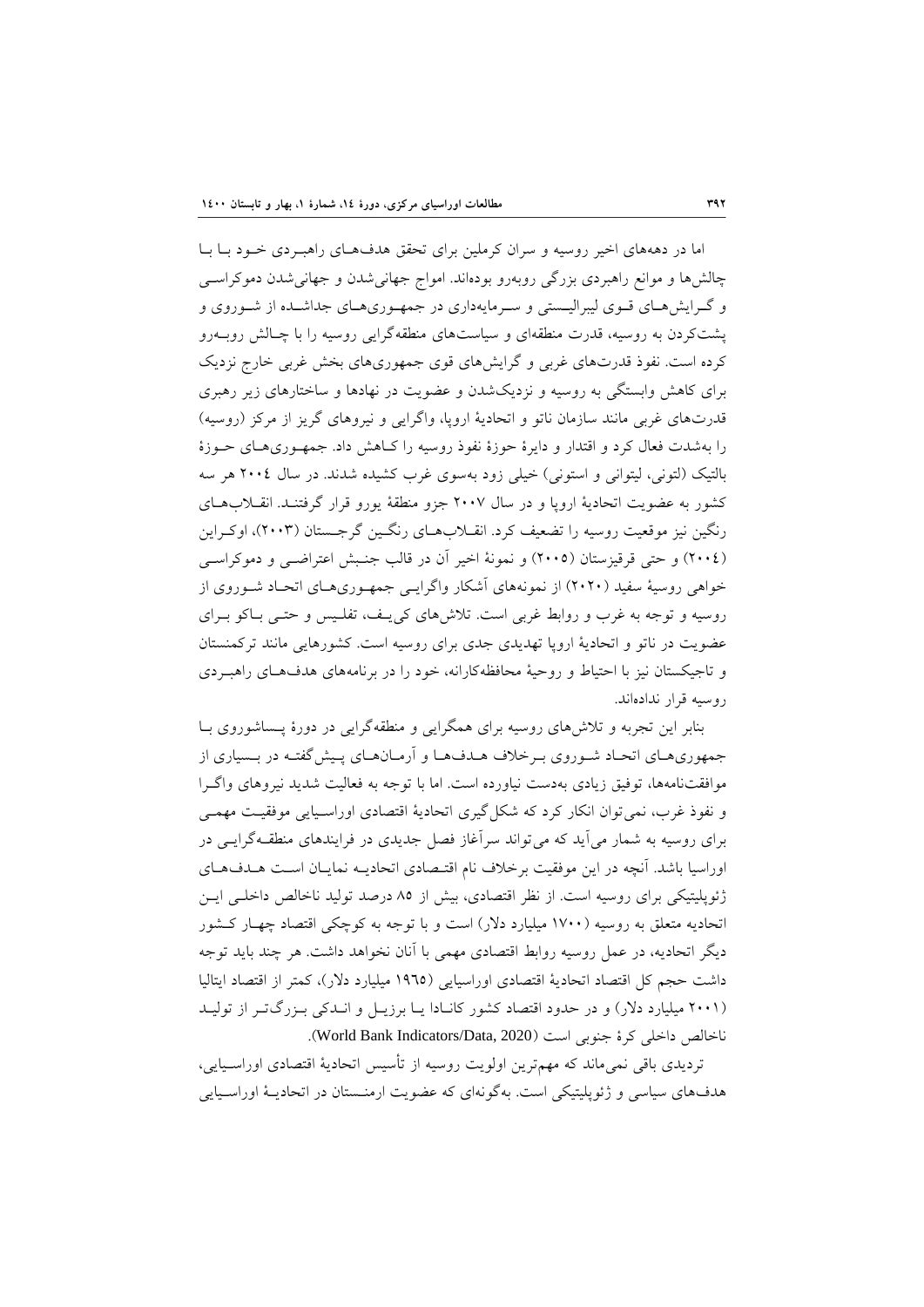اما در دهه‌های اخیر روسیه و سران کرملین برای تحقق هدف‌های راهبردی خود با چالش‌ها و موانع راهبردی بزرگی روبه‌رو بوده‌اند. امواج جهانی‌شدن و جهانی‌شدن دموکراسی و گرایش‌های قوی لیبرالیستی و سرمایه‌داری در جمهوری‌های جداشده از شوروی و پشت‌کردن به روسیه، قدرت منطقه‌ای و سیاست‌های منطقه‌گرایی روسیه را با چالش روبه‌رو کرده است. نفوذ قدرت‌های غربی و گرایش‌های قوی جمهوری‌های بخش غربی خارج نزدیک برای کاهش وابستگی به روسیه و نزدیک‌شدن و عضویت در نهادها و ساختارهای زیر رهبری قدرت‌های غربی مانند سازمان ناتو و اتحادیهٔ اروپا، واگرایی و نیروهای گریز از مرکز (روسیه) را به‌شدت فعال کرد و اقتدار و دایرهٔ حوزهٔ نفوذ روسیه را کاهش داد. جمهوری‌های حوزهٔ بالتیک (لتونی، لیتوانی و استونی) خیلی زود به‌سوی غرب کشیده شدند. در سال ۲۰۰۴ هر سه کشور به عضویت اتحادیهٔ اروپا و در سال ۲۰۰۷ جزو منطقهٔ یورو قرار گرفتند. انقلاب‌های رنگین نیز موقعیت روسیه را تضعیف کرد. انقلاب‌های رنگین گرجستان (۲۰۰۳)، اوکراین (۲۰۰۴) و حتی قرقیزستان (۲۰۰۵) و نمونهٔ اخیر آن در قالب جنبش اعتراضی و دموکراسی‌خواهی روسیهٔ سفید (۲۰۲۰) از نمونه‌های آشکار واگرایی جمهوری‌های اتحاد شوروی از روسیه و توجه به غرب و روابط غربی است. تلاش‌های کی‌یف، تفلیس و حتی باکو برای عضویت در ناتو و اتحادیهٔ اروپا تهدیدی جدی برای روسیه است. کشورهایی مانند ترکمنستان و تاجیکستان نیز با احتیاط و روحیهٔ محافظه‌کارانه، خود را در برنامه‌های هدف‌های راهبردی روسیه قرار نداده‌اند.

بنابر این تجربه و تلاش‌های روسیه برای همگرایی و منطقه‌گرایی در دورهٔ پساشوروی با جمهوری‌های اتحاد شوروی برخلاف هدف‌ها و آرمان‌های پیش‌گفته در بسیاری از موافقت‌نامه‌ها، توفیق زیادی به‌دست نیاورده است. اما با توجه به فعالیت شدید نیروهای واگرا و نفوذ غرب، نمی‌توان انکار کرد که شکل‌گیری اتحادیهٔ اقتصادی اوراسیایی موفقیت مهمی برای روسیه به شمار می‌آید که می‌تواند سرآغاز فصل جدیدی در فرایندهای منطقه‌گرایی در اوراسیا باشد. آنچه در این موفقیت برخلاف نام اقتصادی اتحادیه نمایان است هدف‌های ژئوپلیتیکی برای روسیه است. از نظر اقتصادی، بیش از ۸۵ درصد تولید ناخالص داخلی این اتحادیه متعلق به روسیه (۱۷۰۰ میلیارد دلار) است و با توجه به کوچکی اقتصاد چهار کشور دیگر اتحادیه، در عمل روسیه روابط اقتصادی مهمی با آنان نخواهد داشت. هر چند باید توجه داشت حجم کل اقتصاد اتحادیهٔ اقتصادی اوراسیایی (۱۹۶۵ میلیارد دلار)، کمتر از اقتصاد ایتالیا (۲۰۰۱ میلیارد دلار) و در حدود اقتصاد کشور کانادا یا برزیل و اندکی بزرگ‌تر از تولید ناخالص داخلی کرهٔ جنوبی است (World Bank Indicators/Data, 2020).

تردیدی باقی نمی‌ماند که مهم‌ترین اولویت روسیه از تأسیس اتحادیهٔ اقتصادی اوراسیایی، هدف‌های سیاسی و ژئوپلیتیکی است. به‌گونه‌ای که عضویت ارمنستان در اتحادیهٔ اوراسیایی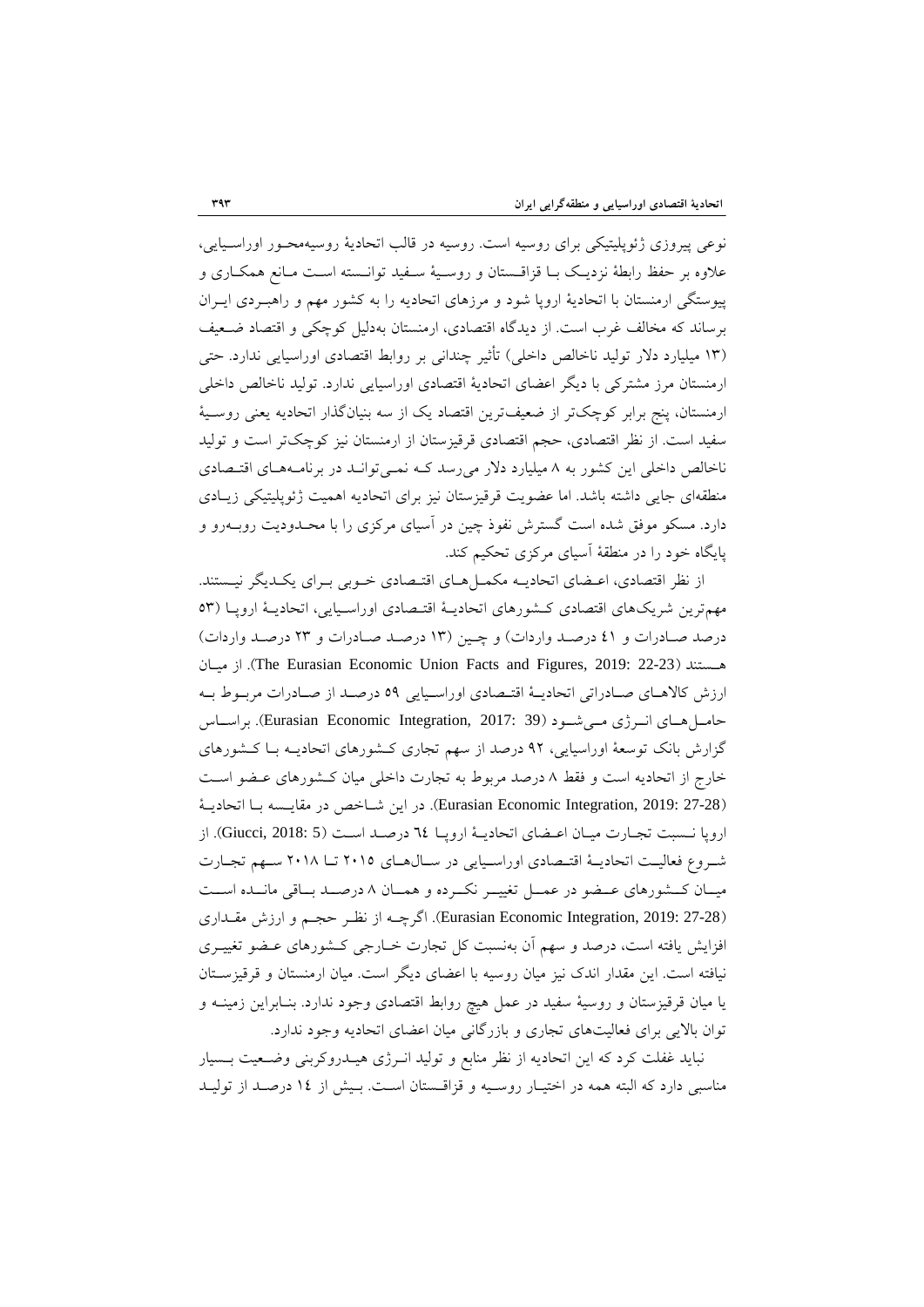نوعی پیروزی ژئوپلیتیکی برای روسیه است. روسیه در قالب اتحادیهٔ روسیه‌محـور اوراسـیایی، علاوه بر حفظ رابطهٔ نزدیـک بـا قزاقـستان و روسـیهٔ سـفید توانـسته اسـت مـانع همکـاری و پیوستگی ارمنستان با اتحادیهٔ اروپا شود و مرزهای اتحادیه را به کشور مهم و راهبـردی ایـران برساند که مخالف غرب است. از دیدگاه اقتصادی، ارمنستان به‌دلیل کوچکی و اقتصاد ضـعیف (۱۳ میلیارد دلار تولید ناخالص داخلی) تأثیر چندانی بر روابط اقتصادی اوراسیایی ندارد. حتی ارمنستان مرز مشترکی با دیگر اعضای اتحادیهٔ اقتصادی اوراسیایی ندارد. تولید ناخالص داخلی ارمنستان، پنج برابر کوچک‌تر از ضعیف‌ترین اقتصاد یک از سه بنیان‌گذار اتحادیه یعنی روسـیهٔ سفید است. از نظر اقتصادی، حجم اقتصادی قرقیزستان از ارمنستان نیز کوچک‌تر است و تولید ناخالص داخلی این کشور به ۸ میلیارد دلار می‌رسد کـه نمـی‌توانـد در برنامـه‌هـای اقتـصادی منطقه‌ای جایی داشته باشد. اما عضویت قرقیزستان نیز برای اتحادیه اهمیت ژئوپلیتیکی زیـادی دارد. مسکو موفق شده است گسترش نفوذ چین در آسیای مرکزی را با محـدودیت روبـه‌رو و پایگاه خود را در منطقهٔ آسیای مرکزی تحکیم کند.

از نظر اقتصادی، اعـضای اتحادیـه مکمـل‌هـای اقتـصادی خـوبی بـرای یکـدیگر نیـستند. مهم‌ترین شریک‌های اقتصادی کـشورهای اتحادیـهٔ اقتـصادی اوراسـیایی، اتحادیـهٔ اروپـا (۵۳ درصد صـادرات و ٤١ درصـد واردات) و چـین (۱۳ درصـد صـادرات و ۲۳ درصـد واردات) هـستند (The Eurasian Economic Union Facts and Figures, 2019: 22-23). از میـان ارزش کالاهـای صـادراتی اتحادیـهٔ اقتـصادی اوراسـیایی ۵۹ درصـد از صـادرات مربـوط بـه حامـل‌هـای انـرژی مـی‌شـود (Eurasian Economic Integration, 2017: 39). براسـاس گزارش بانک توسعهٔ اوراسیایی، ۹۲ درصد از سهم تجاری کـشورهای اتحادیـه بـا کـشورهای خارج از اتحادیه است و فقط ۸ درصد مربوط به تجارت داخلی میان کـشورهای عـضو اسـت (Eurasian Economic Integration, 2019: 27-28). در این شـاخص در مقایـسه بـا اتحادیـهٔ اروپا نـسبت تجـارت میـان اعـضای اتحادیـهٔ اروپـا ٦٤ درصـد اسـت (Giucci, 2018: 5). از شـروع فعالیـت اتحادیـهٔ اقتـصادی اوراسـیایی در سـال‌هـای ۲۰۱۵ تـا ۲۰۱۸ سـهم تجـارت میـان کـشورهای عـضو در عمـل تغییـر نکـرده و همـان ۸ درصـد بـاقی مانـده اسـت (Eurasian Economic Integration, 2019: 27-28). اگرچـه از نظـر حجـم و ارزش مقـداری افزایش یافته است، درصد و سهم آن به‌نسبت کل تجارت خـارجی کـشورهای عـضو تغییـری نیافته است. این مقدار اندک نیز میان روسیه با اعضای دیگر است. میان ارمنستان و قرقیزسـتان یا میان قرقیزستان و روسیهٔ سفید در عمل هیچ روابط اقتصادی وجود ندارد. بنـابراین زمینـه و توان بالایی برای فعالیت‌های تجاری و بازرگانی میان اعضای اتحادیه وجود ندارد.

نباید غفلت کرد که این اتحادیه از نظر منابع و تولید انـرژی هیـدروکربنی وضـعیت بـسیار مناسبی دارد که البته همه در اختیـار روسـیه و قزاقـستان اسـت. بـیش از ١٤ درصـد از تولیـد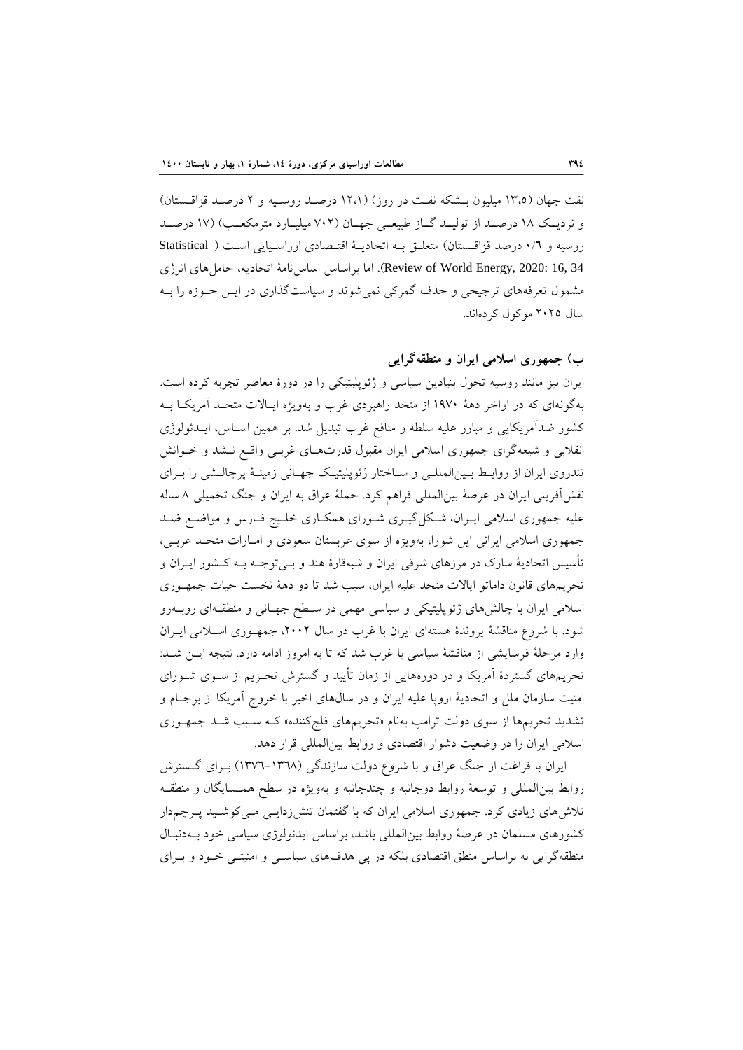نفت جهان (۱۳،۵ میلیون بشکه نفت در روز) (۱۲،۱ درصد روسیه و ۲ درصد قزاقستان) و نزدیک ۱۸ درصد از تولید گاز طبیعی جهان (۷۰۲ میلیارد مترمکعب) (۱۷ درصد روسیه و ۰/٦ درصد قزاقستان) متعلق به اتحادیهٔ اقتصادی اوراسیایی است (Statistical Review of World Energy, 2020: 16, 34). اما براساس اساس‌نامهٔ اتحادیه، حامل‌های انرژی مشمول تعرفه‌های ترجیحی و حذف گمرکی نمی‌شوند و سیاست‌گذاری در این حوزه را به سال ۲۰۲۵ موکول کرده‌اند.

### ب) جمهوری اسلامی ایران و منطقه‌گرایی

ایران نیز مانند روسیه تحول بنیادین سیاسی و ژئوپلیتیکی را در دورهٔ معاصر تجربه کرده است. به‌گونه‌ای که در اواخر دههٔ ۱۹۷۰ از متحد راهبردی غرب و به‌ویژه ایالات متحد آمریکا به کشور ضدآمریکایی و مبارز علیه سلطه و منافع غرب تبدیل شد. بر همین اساس، ایدئولوژی انقلابی و شیعه‌گرای جمهوری اسلامی ایران مقبول قدرت‌های غربی واقع نشد و خوانش تندروی ایران از روابط بین‌المللی و ساختار ژئوپلیتیک جهانی زمینهٔ پرچالشی را برای نقش‌آفرینی ایران در عرصهٔ بین‌المللی فراهم کرد. حملهٔ عراق به ایران و جنگ تحمیلی ۸ ساله علیه جمهوری اسلامی ایران، شکل‌گیری شورای همکاری خلیج فارس و مواضع ضد جمهوری اسلامی ایرانی این شورا، به‌ویژه از سوی عربستان سعودی و امارات متحد عربی، تأسیس اتحادیهٔ سارک در مرزهای شرقی ایران و شبه‌قارهٔ هند و بی‌توجه به کشور ایران و تحریم‌های قانون داماتو ایالات متحد علیه ایران، سبب شد تا دو دههٔ نخست حیات جمهوری اسلامی ایران با چالش‌های ژئوپلیتیکی و سیاسی مهمی در سطح جهانی و منطقه‌ای روبه‌رو شود. با شروع مناقشهٔ پروندهٔ هسته‌ای ایران با غرب در سال ۲۰۰۲، جمهوری اسلامی ایران وارد مرحلهٔ فرسایشی از مناقشهٔ سیاسی با غرب شد که تا به امروز ادامه دارد. نتیجه این شد: تحریم‌های گستردهٔ آمریکا و در دوره‌هایی از زمان تأیید و گسترش تحریم از سوی شورای امنیت سازمان ملل و اتحادیهٔ اروپا علیه ایران و در سال‌های اخیر با خروج آمریکا از برجام و تشدید تحریم‌ها از سوی دولت ترامپ به‌نام «تحریم‌های فلج‌کننده» که سبب شد جمهوری اسلامی ایران را در وضعیت دشوار اقتصادی و روابط بین‌المللی قرار دهد.

ایران با فراغت از جنگ عراق و با شروع دولت سازندگی (۱۳٦۸-۱۳۷٦) برای گسترش روابط بین‌المللی و توسعهٔ روابط دوجانبه و چندجانبه و به‌ویژه در سطح همسایگان و منطقه تلاش‌های زیادی کرد. جمهوری اسلامی ایران که با گفتمان تنش‌زدایی می‌کوشید پرچم‌دار کشورهای مسلمان در عرصهٔ روابط بین‌المللی باشد، براساس ایدئولوژی سیاسی خود به‌دنبال منطقه‌گرایی نه براساس منطق اقتصادی بلکه در پی هدف‌های سیاسی و امنیتی خود و برای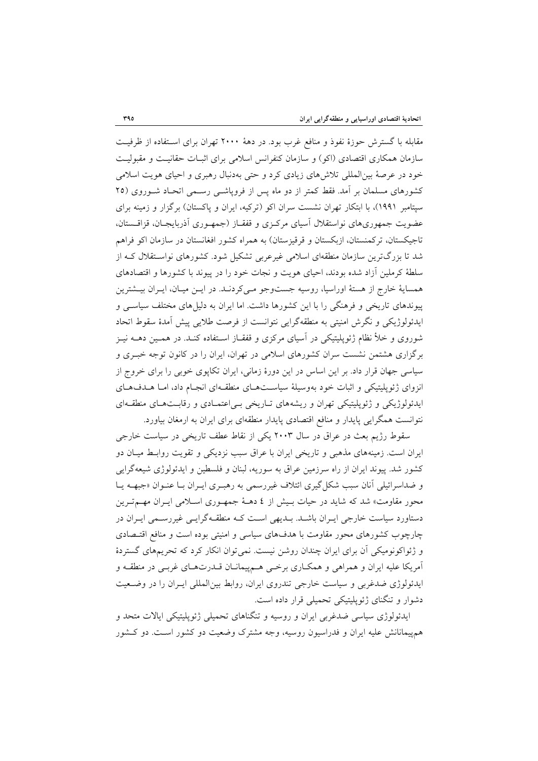مقابله با گسترش حوزهٔ نفوذ و منافع غرب بود. در دههٔ ۲۰۰۰ تهران برای استفاده از ظرفیت سازمان همکاری اقتصادی (اکو) و سازمان کنفرانس اسلامی برای اثبات حقانیت و مقبولیت خود در عرصهٔ بین‌المللی تلاش‌های زیادی کرد و حتی به‌دنبال رهبری و احیای هویت اسلامی کشورهای مسلمان بر آمد. فقط کمتر از دو ماه پس از فروپاشی رسمی اتحاد شوروی (۲۵ سپتامبر ۱۹۹۱)، با ابتکار تهران نشست سران اکو (ترکیه، ایران و پاکستان) برگزار و زمینه برای عضویت جمهوری‌های نواستقلال آسیای مرکزی و قفقاز (جمهوری آذربایجان، قزاقستان، تاجیکستان، ترکمنستان، ازبکستان و قرقیزستان) به همراه کشور افغانستان در سازمان اکو فراهم شد تا بزرگ‌ترین سازمان منطقه‌ای اسلامی غیرعربی تشکیل شود. کشورهای نواستقلال که از سلطهٔ کرملین آزاد شده بودند، احیای هویت و نجات خود را در پیوند با کشورها و اقتصادهای همسایهٔ خارج از هستهٔ اوراسیا، روسیه جست‌وجو می‌کردند. در این میان، ایران بیشترین پیوندهای تاریخی و فرهنگی را با این کشورها داشت. اما ایران به دلیل‌های مختلف سیاسی و ایدئولوژیکی و نگرش امنیتی به منطقه‌گرایی نتوانست از فرصت طلایی پیش آمدهٔ سقوط اتحاد شوروی و خلأ نظام ژئوپلیتیکی در آسیای مرکزی و قفقاز استفاده کند. در همین دهه نیز برگزاری هشتمن نشست سران کشورهای اسلامی در تهران، ایران را در کانون توجه خبری و سیاسی جهان قرار داد. بر این اساس در این دورهٔ زمانی، ایران تکاپوی خوبی را برای خروج از انزوای ژئوپلیتیکی و اثبات خود به‌وسیلهٔ سیاست‌های منطقه‌ای انجام داد، اما هدف‌های ایدئولوژیکی و ژئوپلیتیکی تهران و ریشه‌های تاریخی بی‌اعتمادی و رقابت‌های منطقه‌ای نتوانست همگرایی پایدار و منافع اقتصادی پایدار منطقه‌ای برای ایران به ارمغان بیاورد.

سقوط رژیم بعث در عراق در سال ۲۰۰۳ یکی از نقاط عطف تاریخی در سیاست خارجی ایران است. زمینه‌های مذهبی و تاریخی ایران با عراق سبب نزدیکی و تقویت روابط میان دو کشور شد. پیوند ایران از راه سرزمین عراق به سوریه، لبنان و فلسطین و ایدئولوژی شیعه‌گرایی و ضداسرائیلی آنان سبب شکل‌گیری ائتلاف غیررسمی به رهبری ایران با عنوان «جبهه یا محور مقاومت» شد که شاید در حیات بیش از ٤ دههٔ جمهوری اسلامی ایران مهم‌ترین دستاورد سیاست خارجی ایران باشد. بدیهی است که منطقه‌گرایی غیررسمی ایران در چارچوب کشورهای محور مقاومت با هدف‌های سیاسی و امنیتی بوده است و منافع اقتصادی و ژئواکونومیکی آن برای ایران چندان روشن نیست. نمی‌توان انکار کرد که تحریم‌های گستردهٔ آمریکا علیه ایران و همراهی و همکاری برخی هم‌پیمانان قدرت‌های غربی در منطقه و ایدئولوژی ضدغربی و سیاست خارجی تندروی ایران، روابط بین‌المللی ایران را در وضعیت دشوار و تنگنای ژئوپلیتیکی تحمیلی قرار داده است.

ایدئولوژی سیاسی ضدغربی ایران و روسیه و تنگناهای تحمیلی ژئوپلیتیکی ایالات متحد و هم‌پیمانانش علیه ایران و فدراسیون روسیه، وجه مشترک وضعیت دو کشور است. دو کشور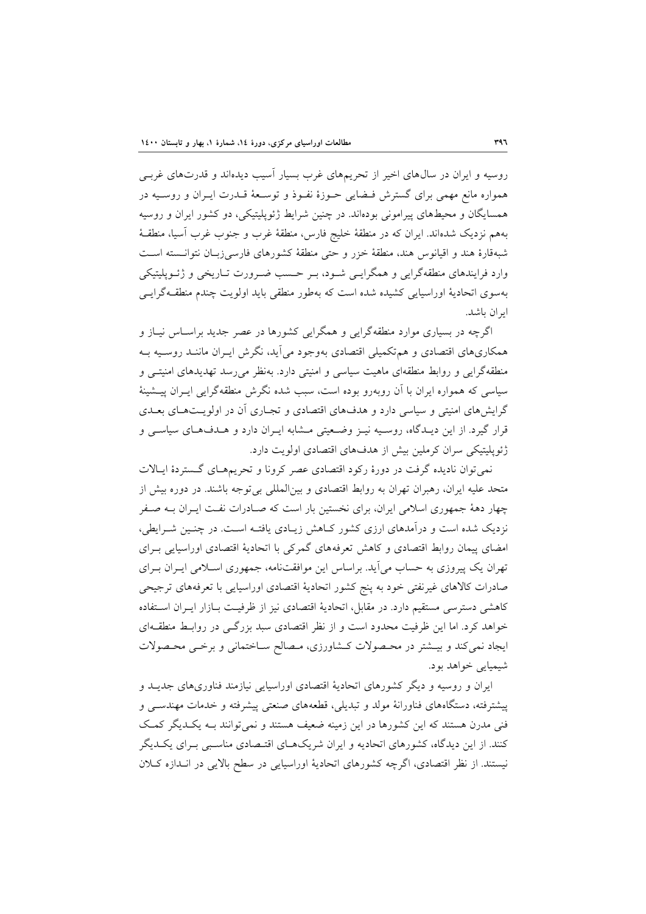روسیه و ایران در سال‌های اخیر از تحریم‌های غرب بسیار آسیب دیده‌اند و قدرت‌های غربی همواره مانع مهمی برای گسترش فضایی حوزهٔ نفوذ و توسعهٔ قدرت ایران و روسیه در همسایگان و محیط‌های پیرامونی بوده‌اند. در چنین شرایط ژئوپلیتیکی، دو کشور ایران و روسیه به‌هم نزدیک شده‌اند. ایران که در منطقهٔ خلیج فارس، منطقهٔ غرب و جنوب غرب آسیا، منطقهٔ شبه‌قارهٔ هند و اقیانوس هند، منطقهٔ خزر و حتی منطقهٔ کشورهای فارسی‌زبان نتوانسته است وارد فرایندهای منطقه‌گرایی و همگرایی شود، بر حسب ضرورت تاریخی و ژئوپلیتیکی به‌سوی اتحادیهٔ اوراسیایی کشیده شده است که به‌طور منطقی باید اولویت چندم منطقه‌گرایی ایران باشد.

اگرچه در بسیاری موارد منطقه‌گرایی و همگرایی کشورها در عصر جدید براساس نیاز و همکاری‌های اقتصادی و هم‌تکمیلی اقتصادی به‌وجود می‌آید، نگرش ایران مانند روسیه به منطقه‌گرایی و روابط منطقه‌ای ماهیت سیاسی و امنیتی دارد. به‌نظر می‌رسد تهدیدهای امنیتی و سیاسی که همواره ایران با آن روبه‌رو بوده است، سبب شده نگرش منطقه‌گرایی ایران پیشینهٔ گرایش‌های امنیتی و سیاسی دارد و هدف‌های اقتصادی و تجاری آن در اولویت‌های بعدی قرار گیرد. از این دیدگاه، روسیه نیز وضعیتی مشابه ایران دارد و هدف‌های سیاسی و ژئوپلیتیکی سران کرملین بیش از هدف‌های اقتصادی اولویت دارد.

نمی‌توان نادیده گرفت در دورهٔ رکود اقتصادی عصر کرونا و تحریم‌های گستردهٔ ایالات متحد علیه ایران، رهبران تهران به روابط اقتصادی و بین‌المللی بی‌توجه باشند. در دوره بیش از چهار دههٔ جمهوری اسلامی ایران، برای نخستین بار است که صادرات نفت ایران به صفر نزدیک شده است و درآمدهای ارزی کشور کاهش زیادی یافته است. در چنین شرایطی، امضای پیمان روابط اقتصادی و کاهش تعرفه‌های گمرکی با اتحادیهٔ اقتصادی اوراسیایی برای تهران یک پیروزی به حساب می‌آید. براساس این موافقت‌نامه، جمهوری اسلامی ایران برای صادرات کالاهای غیرنفتی خود به پنج کشور اتحادیهٔ اقتصادی اوراسیایی با تعرفه‌های ترجیحی کاهشی دسترسی مستقیم دارد. در مقابل، اتحادیهٔ اقتصادی نیز از ظرفیت بازار ایران استفاده خواهد کرد. اما این ظرفیت محدود است و از نظر اقتصادی سبد بزرگی در روابط منطقه‌ای ایجاد نمی‌کند و بیشتر در محصولات کشاورزی، مصالح ساختمانی و برخی محصولات شیمیایی خواهد بود.

ایران و روسیه و دیگر کشورهای اتحادیهٔ اقتصادی اوراسیایی نیازمند فناوری‌های جدید و پیشرفته، دستگاه‌های فناورانهٔ مولد و تبدیلی، قطعه‌های صنعتی پیشرفته و خدمات مهندسی و فنی مدرن هستند که این کشورها در این زمینه ضعیف هستند و نمی‌توانند به یکدیگر کمک کنند. از این دیدگاه، کشورهای اتحادیه و ایران شریک‌های اقتصادی مناسبی برای یکدیگر نیستند. از نظر اقتصادی، اگرچه کشورهای اتحادیهٔ اوراسیایی در سطح بالایی در اندازه کلان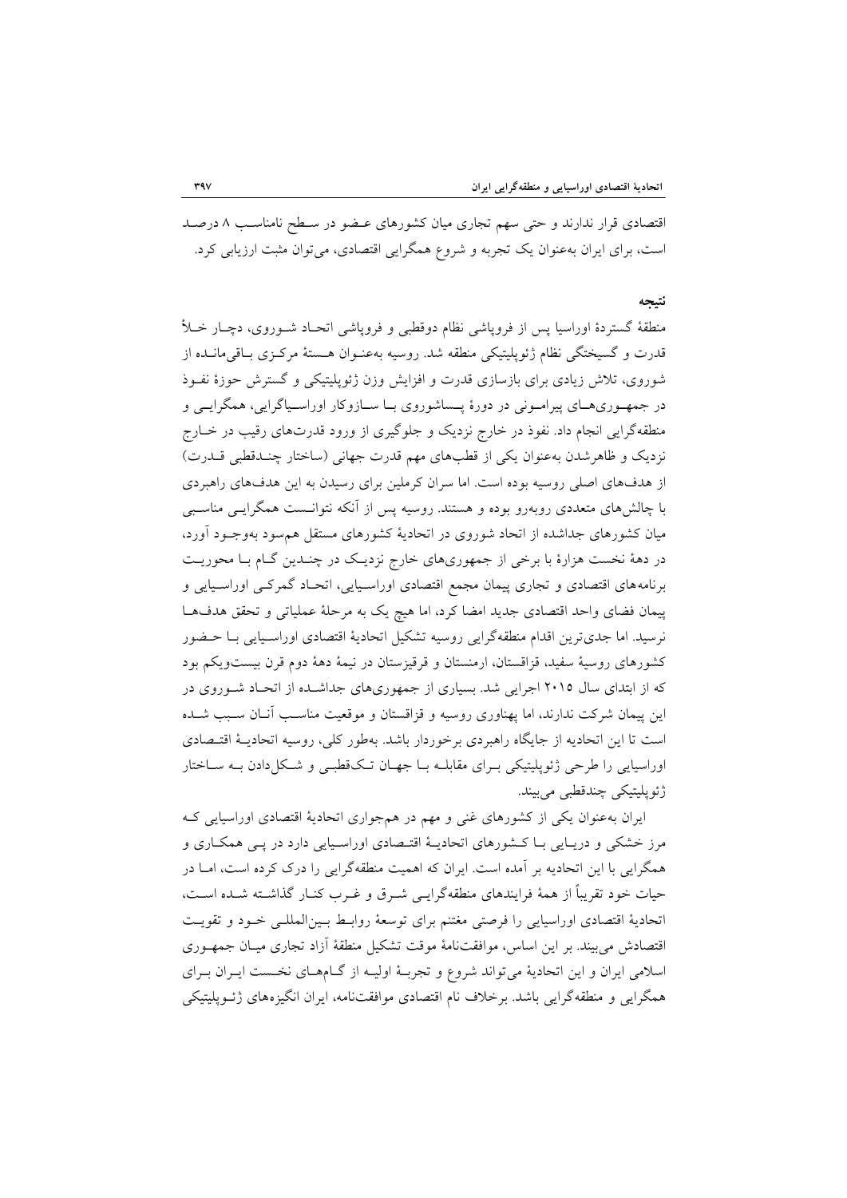اقتصادی قرار ندارند و حتی سهم تجاری میان کشورهای عضو در سطح نامناسب ۸ درصد است، برای ایران به‌عنوان یک تجربه و شروع همگرایی اقتصادی، می‌توان مثبت ارزیابی کرد.

## نتیجه

منطقهٔ گستردهٔ اوراسیا پس از فروپاشی نظام دوقطبی و فروپاشی اتحاد شوروی، دچار خلأ قدرت و گسیختگی نظام ژئوپلیتیکی منطقه شد. روسیه به‌عنوان هستهٔ مرکزی باقی‌مانده از شوروی، تلاش زیادی برای بازسازی قدرت و افزایش وزن ژئوپلیتیکی و گسترش حوزهٔ نفوذ در جمهوری‌های پیرامونی در دورهٔ پساشوروی با سازوکار اوراسیاگرایی، همگرایی و منطقه‌گرایی انجام داد. نفوذ در خارج نزدیک و جلوگیری از ورود قدرت‌های رقیب در خارج نزدیک و ظاهرشدن به‌عنوان یکی از قطب‌های مهم قدرت جهانی (ساختار چندقطبی قدرت) از هدف‌های اصلی روسیه بوده است. اما سران کرملین برای رسیدن به این هدف‌های راهبردی با چالش‌های متعددی روبه‌رو بوده و هستند. روسیه پس از آنکه نتوانست همگرایی مناسبی میان کشورهای جداشده از اتحاد شوروی در اتحادیهٔ کشورهای مستقل هم‌سود به‌وجود آورد، در دههٔ نخست هزارهٔ با برخی از جمهوری‌های خارج نزدیک در چندین گام با محوریت برنامه‌های اقتصادی و تجاری پیمان مجمع اقتصادی اوراسیایی، اتحاد گمرکی اوراسیایی و پیمان فضای واحد اقتصادی جدید امضا کرد، اما هیچ یک به مرحلهٔ عملیاتی و تحقق هدف‌ها نرسید. اما جدی‌ترین اقدام منطقه‌گرایی روسیه تشکیل اتحادیهٔ اقتصادی اوراسیایی با حضور کشورهای روسیهٔ سفید، قزاقستان، ارمنستان و قرقیزستان در نیمهٔ دههٔ دوم قرن بیست‌ویکم بود که از ابتدای سال ۲۰۱۵ اجرایی شد. بسیاری از جمهوری‌های جداشده از اتحاد شوروی در این پیمان شرکت ندارند، اما پهناوری روسیه و قزاقستان و موقعیت مناسب آنان سبب شده است تا این اتحادیه از جایگاه راهبردی برخوردار باشد. به‌طور کلی، روسیه اتحادیهٔ اقتصادی اوراسیایی را طرحی ژئوپلیتیکی برای مقابله با جهان تک‌قطبی و شکل‌دادن به ساختار ژئوپلیتیکی چندقطبی می‌بیند.

ایران به‌عنوان یکی از کشورهای غنی و مهم در هم‌جواری اتحادیهٔ اقتصادی اوراسیایی که مرز خشکی و دریایی با کشورهای اتحادیهٔ اقتصادی اوراسیایی دارد در پی همکاری و همگرایی با این اتحادیه بر آمده است. ایران که اهمیت منطقه‌گرایی را درک کرده است، اما در حیات خود تقریباً از همهٔ فرایندهای منطقه‌گرایی شرق و غرب کنار گذاشته شده است، اتحادیهٔ اقتصادی اوراسیایی را فرصتی مغتنم برای توسعهٔ روابط بین‌المللی خود و تقویت اقتصادش می‌بیند. بر این اساس، موافقت‌نامهٔ موقت تشکیل منطقهٔ آزاد تجاری میان جمهوری اسلامی ایران و این اتحادیهٔ می‌تواند شروع و تجربهٔ اولیه از گام‌های نخست ایران برای همگرایی و منطقه‌گرایی باشد. برخلاف نام اقتصادی موافقت‌نامه، ایران انگیزه‌های ژئوپلیتیکی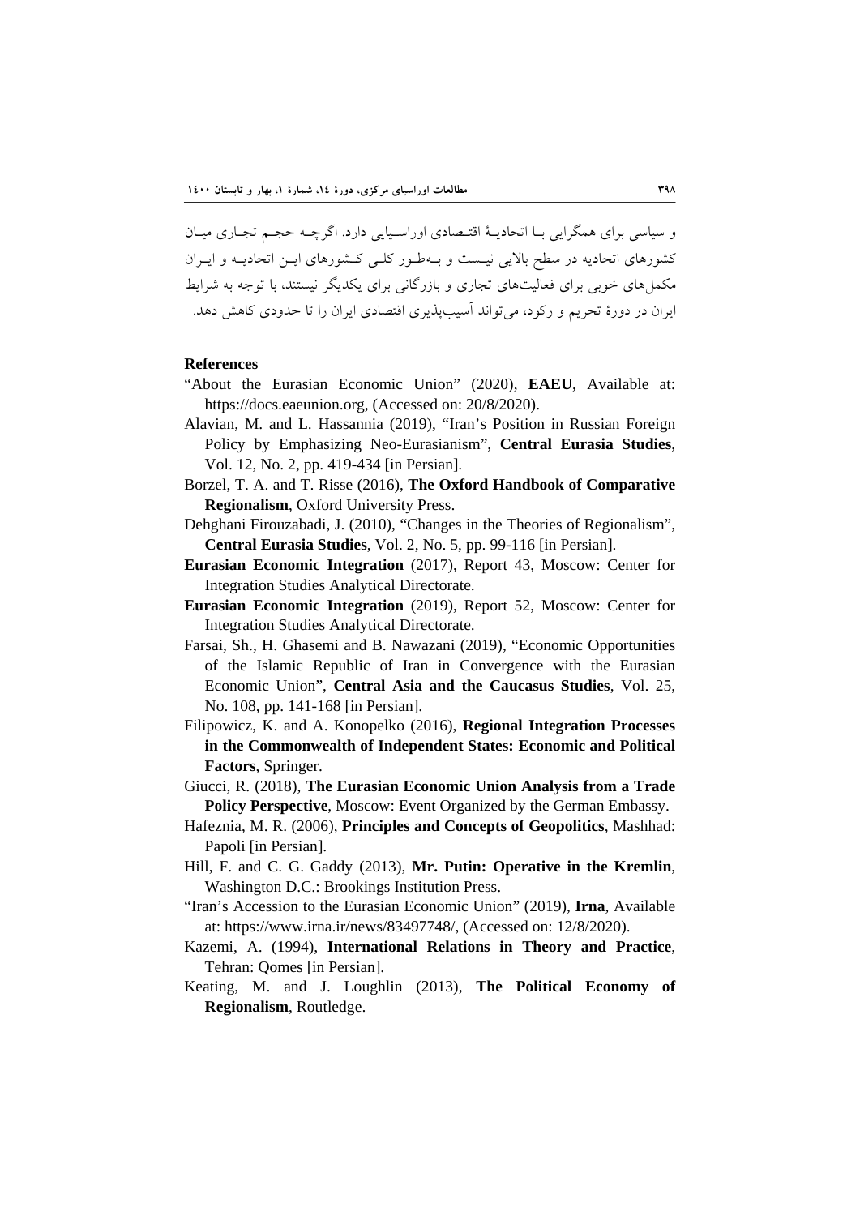و سیاسی برای همگرایی بـا اتحادیـهٔ اقتـصادی اوراسـیایی دارد. اگرچـه حجـم تجـاری میـان کشورهای اتحادیه در سطح بالایی نیـست و بـه‌طـور کلـی کـشورهای ایـن اتحادیـه و ایـران مکمل‌های خوبی برای فعالیت‌های تجاری و بازرگانی برای یکدیگر نیستند، با توجه به شرایط ایران در دورهٔ تحریم و رکود، می‌تواند آسیب‌پذیری اقتصادی ایران را تا حدودی کاهش دهد.

## References

- "About the Eurasian Economic Union" (2020), **EAEU**, Available at: https://docs.eaeunion.org, (Accessed on: 20/8/2020).
- Alavian, M. and L. Hassannia (2019), "Iran's Position in Russian Foreign Policy by Emphasizing Neo-Eurasianism", **Central Eurasia Studies**, Vol. 12, No. 2, pp. 419-434 [in Persian].
- Borzel, T. A. and T. Risse (2016), **The Oxford Handbook of Comparative Regionalism**, Oxford University Press.
- Dehghani Firouzabadi, J. (2010), "Changes in the Theories of Regionalism", **Central Eurasia Studies**, Vol. 2, No. 5, pp. 99-116 [in Persian].
- **Eurasian Economic Integration** (2017), Report 43, Moscow: Center for Integration Studies Analytical Directorate.
- **Eurasian Economic Integration** (2019), Report 52, Moscow: Center for Integration Studies Analytical Directorate.
- Farsai, Sh., H. Ghasemi and B. Nawazani (2019), "Economic Opportunities of the Islamic Republic of Iran in Convergence with the Eurasian Economic Union", **Central Asia and the Caucasus Studies**, Vol. 25, No. 108, pp. 141-168 [in Persian].
- Filipowicz, K. and A. Konopelko (2016), **Regional Integration Processes in the Commonwealth of Independent States: Economic and Political Factors**, Springer.
- Giucci, R. (2018), **The Eurasian Economic Union Analysis from a Trade Policy Perspective**, Moscow: Event Organized by the German Embassy.
- Hafeznia, M. R. (2006), **Principles and Concepts of Geopolitics**, Mashhad: Papoli [in Persian].
- Hill, F. and C. G. Gaddy (2013), **Mr. Putin: Operative in the Kremlin**, Washington D.C.: Brookings Institution Press.
- "Iran's Accession to the Eurasian Economic Union" (2019), **Irna**, Available at: https://www.irna.ir/news/83497748/, (Accessed on: 12/8/2020).
- Kazemi, A. (1994), **International Relations in Theory and Practice**, Tehran: Qomes [in Persian].
- Keating, M. and J. Loughlin (2013), **The Political Economy of Regionalism**, Routledge.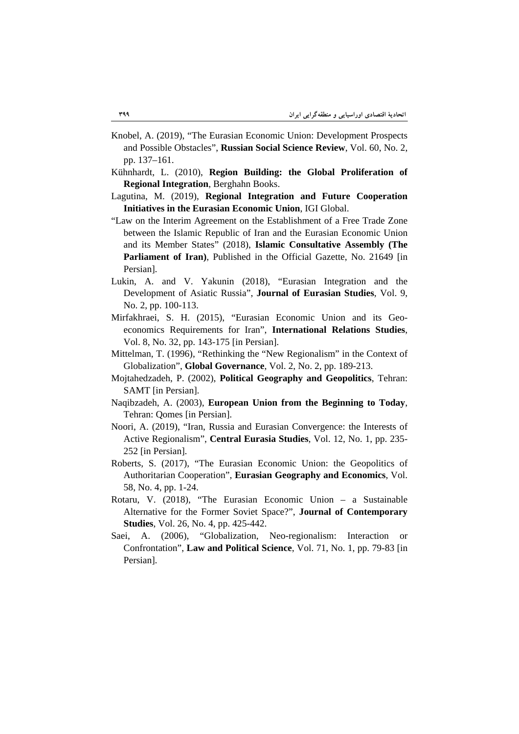Knobel, A. (2019), “The Eurasian Economic Union: Development Prospects and Possible Obstacles”, **Russian Social Science Review**, Vol. 60, No. 2, pp. 137–161.

Kühnhardt, L. (2010), **Region Building: the Global Proliferation of Regional Integration**, Berghahn Books.

Lagutina, M. (2019), **Regional Integration and Future Cooperation Initiatives in the Eurasian Economic Union**, IGI Global.

“Law on the Interim Agreement on the Establishment of a Free Trade Zone between the Islamic Republic of Iran and the Eurasian Economic Union and its Member States” (2018), **Islamic Consultative Assembly (The Parliament of Iran)**, Published in the Official Gazette, No. 21649 [in Persian].

Lukin, A. and V. Yakunin (2018), “Eurasian Integration and the Development of Asiatic Russia”, **Journal of Eurasian Studies**, Vol. 9, No. 2, pp. 100-113.

Mirfakhraei, S. H. (2015), “Eurasian Economic Union and its Geo-economics Requirements for Iran”, **International Relations Studies**, Vol. 8, No. 32, pp. 143-175 [in Persian].

Mittelman, T. (1996), “Rethinking the “New Regionalism” in the Context of Globalization”, **Global Governance**, Vol. 2, No. 2, pp. 189-213.

Mojtahedzadeh, P. (2002), **Political Geography and Geopolitics**, Tehran: SAMT [in Persian].

Naqibzadeh, A. (2003), **European Union from the Beginning to Today**, Tehran: Qomes [in Persian].

Noori, A. (2019), “Iran, Russia and Eurasian Convergence: the Interests of Active Regionalism”, **Central Eurasia Studies**, Vol. 12, No. 1, pp. 235-252 [in Persian].

Roberts, S. (2017), “The Eurasian Economic Union: the Geopolitics of Authoritarian Cooperation”, **Eurasian Geography and Economics**, Vol. 58, No. 4, pp. 1-24.

Rotaru, V. (2018), “The Eurasian Economic Union – a Sustainable Alternative for the Former Soviet Space?”, **Journal of Contemporary Studies**, Vol. 26, No. 4, pp. 425-442.

Saei, A. (2006), “Globalization, Neo-regionalism: Interaction or Confrontation”, **Law and Political Science**, Vol. 71, No. 1, pp. 79-83 [in Persian].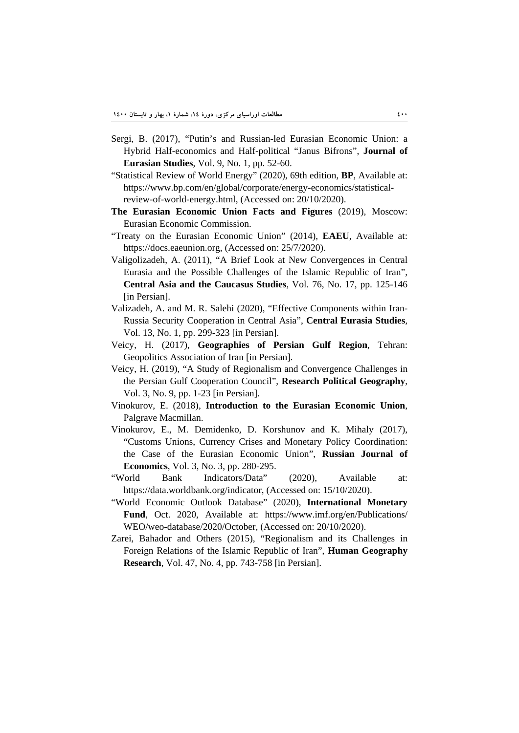Sergi, B. (2017), "Putin's and Russian-led Eurasian Economic Union: a Hybrid Half-economics and Half-political "Janus Bifrons", **Journal of Eurasian Studies**, Vol. 9, No. 1, pp. 52-60.

"Statistical Review of World Energy" (2020), 69th edition, **BP**, Available at: https://www.bp.com/en/global/corporate/energy-economics/statistical-review-of-world-energy.html, (Accessed on: 20/10/2020).

**The Eurasian Economic Union Facts and Figures** (2019), Moscow: Eurasian Economic Commission.

"Treaty on the Eurasian Economic Union" (2014), **EAEU**, Available at: https://docs.eaeunion.org, (Accessed on: 25/7/2020).

Valigolizadeh, A. (2011), "A Brief Look at New Convergences in Central Eurasia and the Possible Challenges of the Islamic Republic of Iran", **Central Asia and the Caucasus Studies**, Vol. 76, No. 17, pp. 125-146 [in Persian].

Valizadeh, A. and M. R. Salehi (2020), "Effective Components within Iran-Russia Security Cooperation in Central Asia", **Central Eurasia Studies**, Vol. 13, No. 1, pp. 299-323 [in Persian].

Veicy, H. (2017), **Geographies of Persian Gulf Region**, Tehran: Geopolitics Association of Iran [in Persian].

Veicy, H. (2019), "A Study of Regionalism and Convergence Challenges in the Persian Gulf Cooperation Council", **Research Political Geography**, Vol. 3, No. 9, pp. 1-23 [in Persian].

Vinokurov, E. (2018), **Introduction to the Eurasian Economic Union**, Palgrave Macmillan.

Vinokurov, E., M. Demidenko, D. Korshunov and K. Mihaly (2017), "Customs Unions, Currency Crises and Monetary Policy Coordination: the Case of the Eurasian Economic Union", **Russian Journal of Economics**, Vol. 3, No. 3, pp. 280-295.

"World Bank Indicators/Data" (2020), Available at: https://data.worldbank.org/indicator, (Accessed on: 15/10/2020).

"World Economic Outlook Database" (2020), **International Monetary Fund**, Oct. 2020, Available at: https://www.imf.org/en/Publications/WEO/weo-database/2020/October, (Accessed on: 20/10/2020).

Zarei, Bahador and Others (2015), "Regionalism and its Challenges in Foreign Relations of the Islamic Republic of Iran", **Human Geography Research**, Vol. 47, No. 4, pp. 743-758 [in Persian].